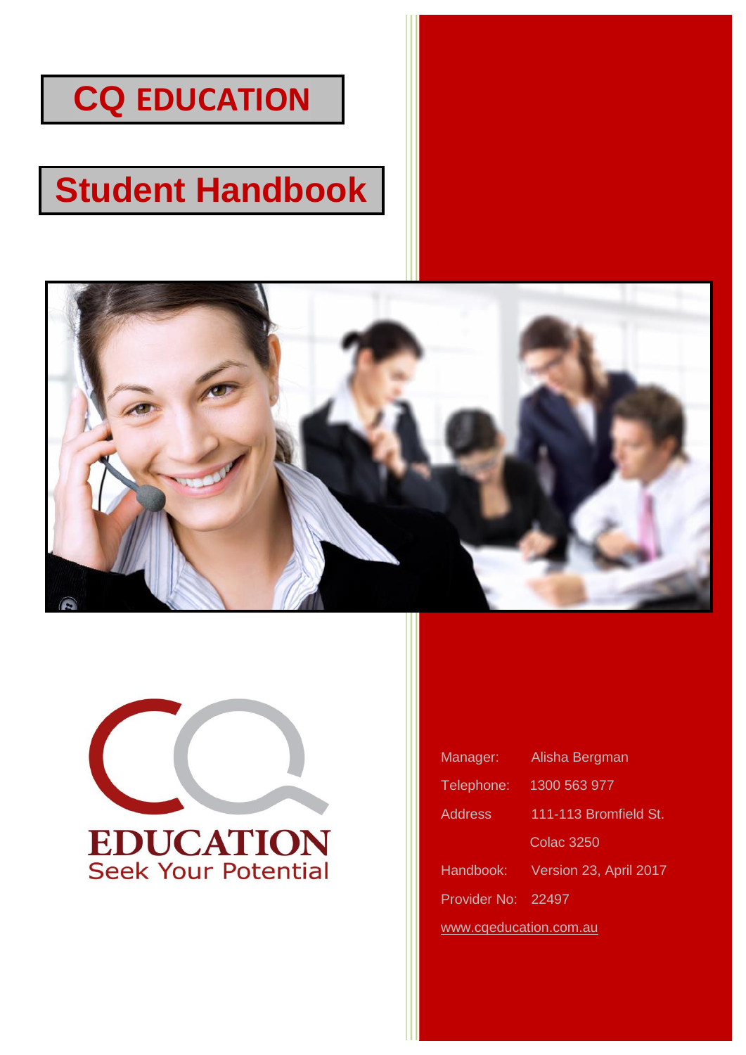# CQ EDUCATION

# Student Handbook

EDUCATION
Seek Your Potential

| | |
|---|---|
| Manager: | Alisha Bergman |
| Telephone: | 1300 563 977 |
| Address | 111-113 Bromfield St. |
| | Colac 3250 |
| Handbook: | Version 23, April 2017 |
| Provider No: | 22497 |

www.cqeducation.com.au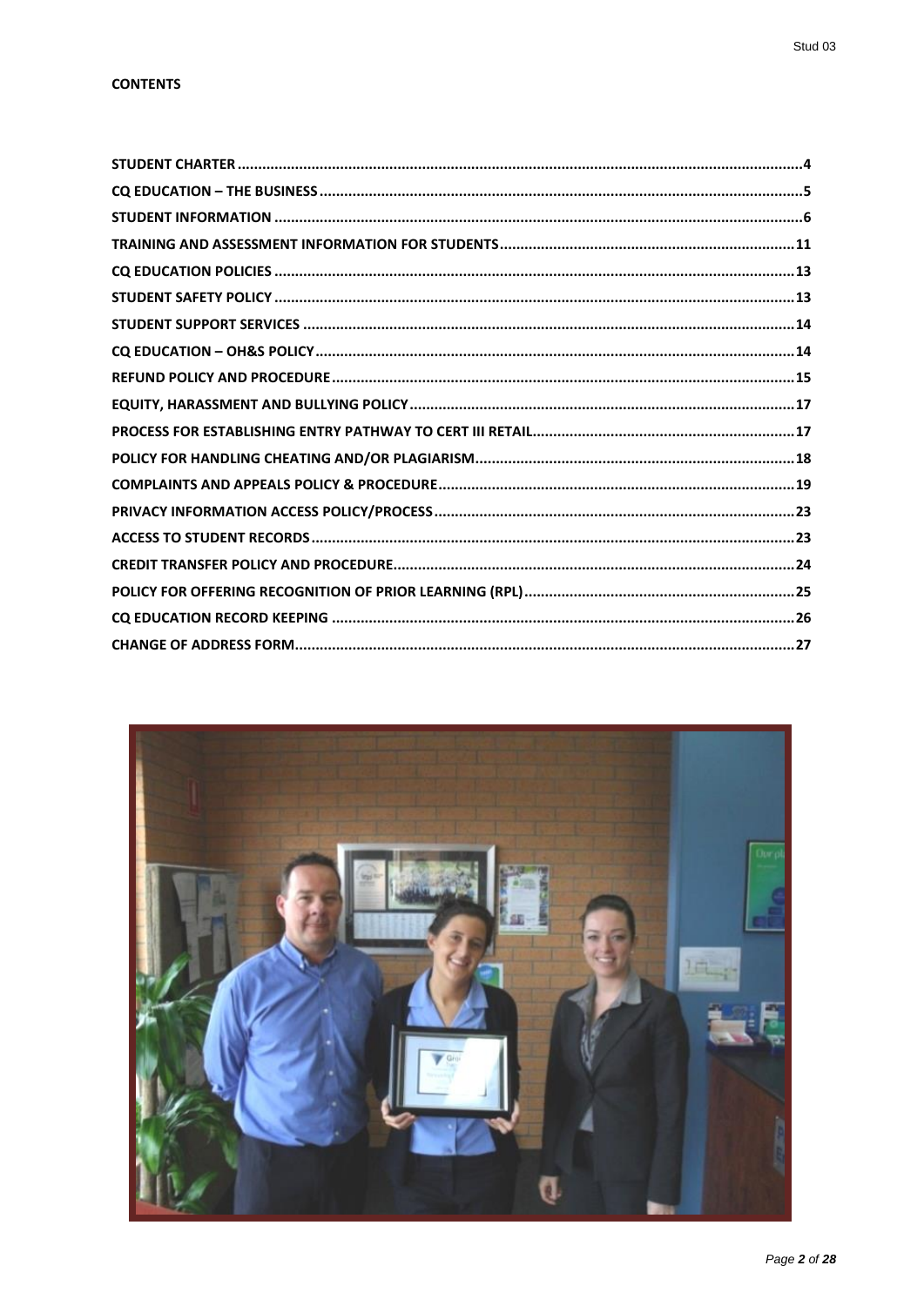**CONTENTS**

| | |
|---|---|
| STUDENT CHARTER | 4 |
| CQ EDUCATION – THE BUSINESS | 5 |
| STUDENT INFORMATION | 6 |
| TRAINING AND ASSESSMENT INFORMATION FOR STUDENTS | 11 |
| CQ EDUCATION POLICIES | 13 |
| STUDENT SAFETY POLICY | 13 |
| STUDENT SUPPORT SERVICES | 14 |
| CQ EDUCATION – OH&S POLICY | 14 |
| REFUND POLICY AND PROCEDURE | 15 |
| EQUITY, HARASSMENT AND BULLYING POLICY | 17 |
| PROCESS FOR ESTABLISHING ENTRY PATHWAY TO CERT III RETAIL | 17 |
| POLICY FOR HANDLING CHEATING AND/OR PLAGIARISM | 18 |
| COMPLAINTS AND APPEALS POLICY & PROCEDURE | 19 |
| PRIVACY INFORMATION ACCESS POLICY/PROCESS | 23 |
| ACCESS TO STUDENT RECORDS | 23 |
| CREDIT TRANSFER POLICY AND PROCEDURE | 24 |
| POLICY FOR OFFERING RECOGNITION OF PRIOR LEARNING (RPL) | 25 |
| CQ EDUCATION RECORD KEEPING | 26 |
| CHANGE OF ADDRESS FORM | 27 |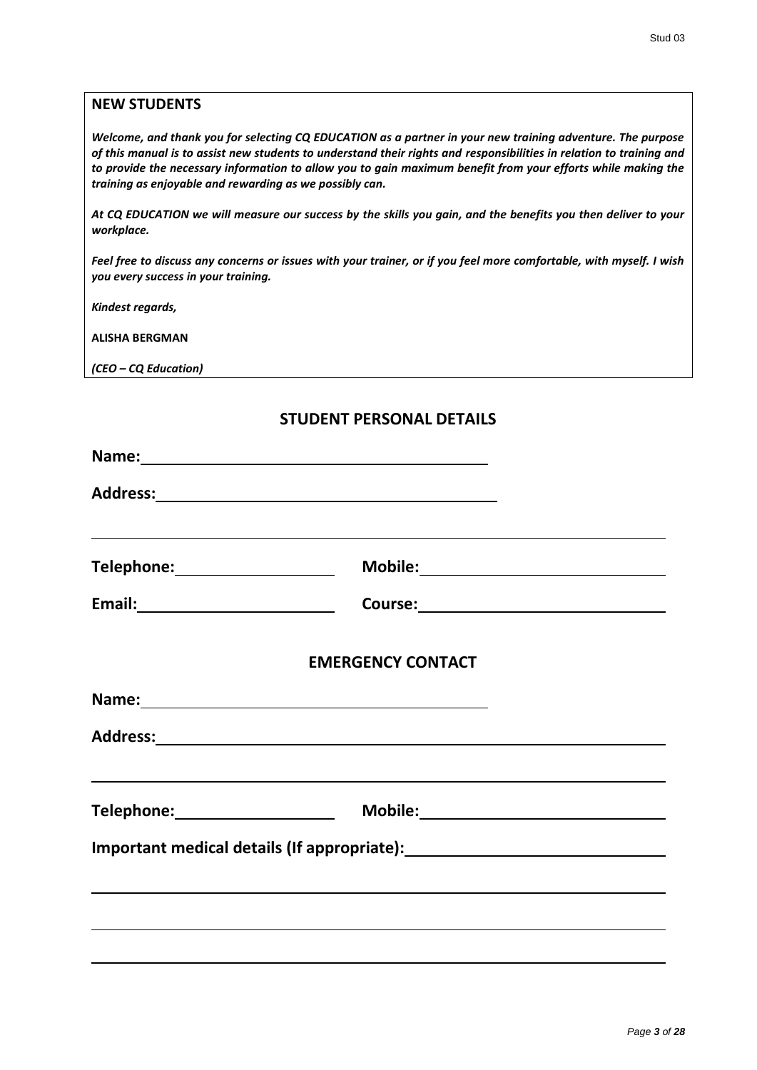**NEW STUDENTS**

***Welcome, and thank you for selecting CQ EDUCATION as a partner in your new training adventure. The purpose of this manual is to assist new students to understand their rights and responsibilities in relation to training and to provide the necessary information to allow you to gain maximum benefit from your efforts while making the training as enjoyable and rewarding as we possibly can.***

***At CQ EDUCATION we will measure our success by the skills you gain, and the benefits you then deliver to your workplace.***

***Feel free to discuss any concerns or issues with your trainer, or if you feel more comfortable, with myself. I wish you every success in your training.***

***Kindest regards,***

**ALISHA BERGMAN**

***(CEO – CQ Education)***

## STUDENT PERSONAL DETAILS

**Name:** ______________________________________

**Address:** ______________________________________

______________________________________________________________

**Telephone:** __________________ **Mobile:** __________________________

**Email:** ______________________ **Course:** __________________________

## EMERGENCY CONTACT

**Name:** ______________________________________

**Address:** ______________________________________________________

______________________________________________________________

**Telephone:** __________________ **Mobile:** __________________________

**Important medical details (If appropriate):** ____________________________

______________________________________________________________

______________________________________________________________

______________________________________________________________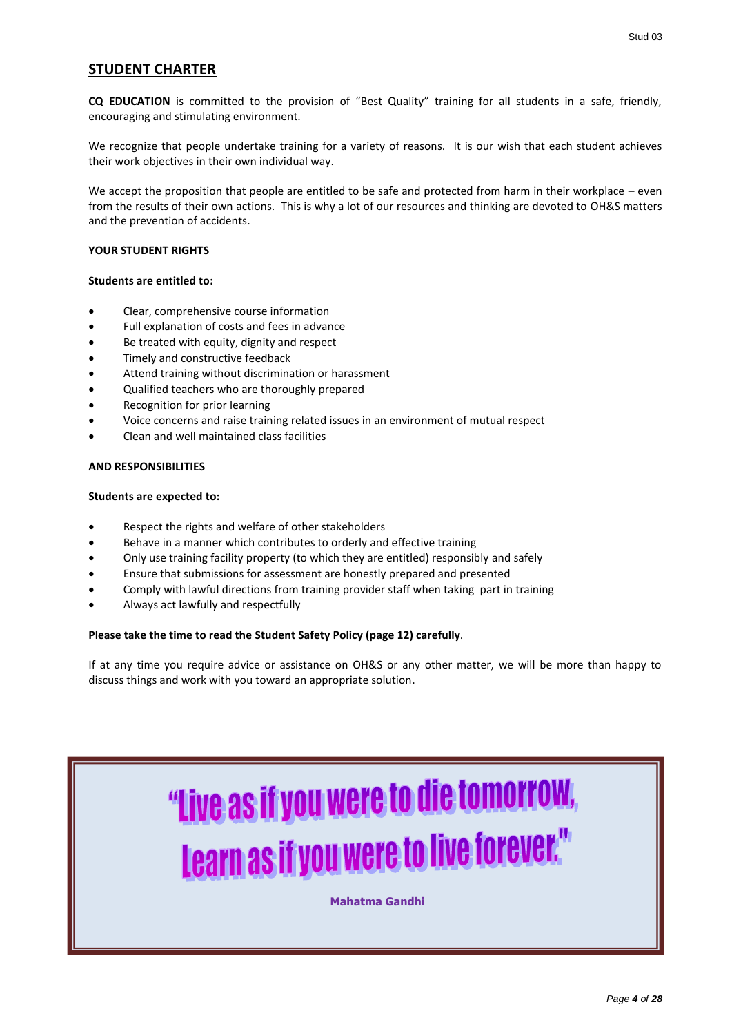## STUDENT CHARTER

**CQ EDUCATION** is committed to the provision of "Best Quality" training for all students in a safe, friendly, encouraging and stimulating environment.

We recognize that people undertake training for a variety of reasons. It is our wish that each student achieves their work objectives in their own individual way.

We accept the proposition that people are entitled to be safe and protected from harm in their workplace – even from the results of their own actions. This is why a lot of our resources and thinking are devoted to OH&S matters and the prevention of accidents.

**YOUR STUDENT RIGHTS**

**Students are entitled to:**

- Clear, comprehensive course information
- Full explanation of costs and fees in advance
- Be treated with equity, dignity and respect
- Timely and constructive feedback
- Attend training without discrimination or harassment
- Qualified teachers who are thoroughly prepared
- Recognition for prior learning
- Voice concerns and raise training related issues in an environment of mutual respect
- Clean and well maintained class facilities

**AND RESPONSIBILITIES**

**Students are expected to:**

- Respect the rights and welfare of other stakeholders
- Behave in a manner which contributes to orderly and effective training
- Only use training facility property (to which they are entitled) responsibly and safely
- Ensure that submissions for assessment are honestly prepared and presented
- Comply with lawful directions from training provider staff when taking part in training
- Always act lawfully and respectfully

**Please take the time to read the Student Safety Policy (page 12) carefully**.

If at any time you require advice or assistance on OH&S or any other matter, we will be more than happy to discuss things and work with you toward an appropriate solution.

> "Live as if you were to die tomorrow, Learn as if you were to live forever."
>
> **Mahatma Gandhi**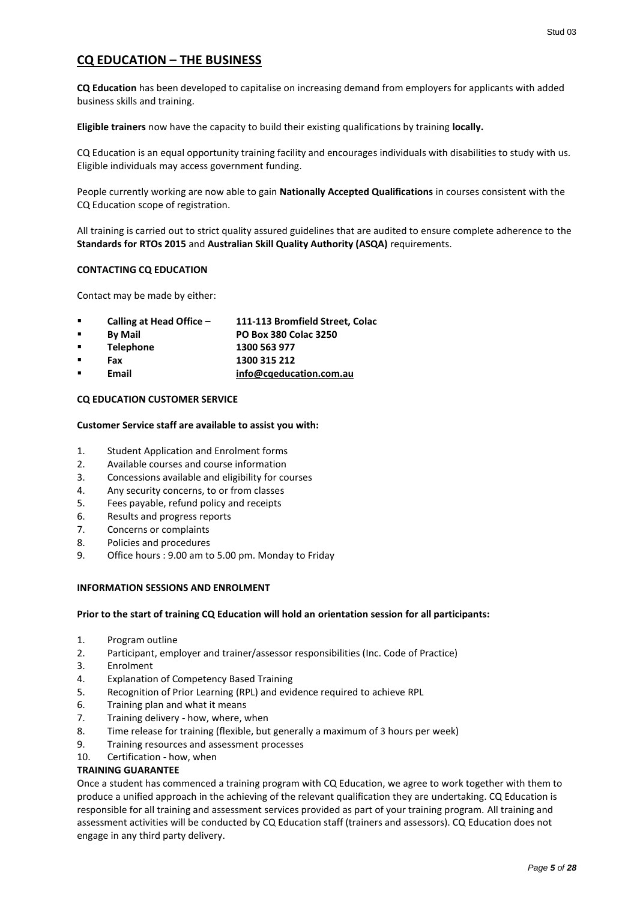## CQ EDUCATION – THE BUSINESS

**CQ Education** has been developed to capitalise on increasing demand from employers for applicants with added business skills and training.

**Eligible trainers** now have the capacity to build their existing qualifications by training **locally.**

CQ Education is an equal opportunity training facility and encourages individuals with disabilities to study with us. Eligible individuals may access government funding.

People currently working are now able to gain **Nationally Accepted Qualifications** in courses consistent with the CQ Education scope of registration.

All training is carried out to strict quality assured guidelines that are audited to ensure complete adherence to the **Standards for RTOs 2015** and **Australian Skill Quality Authority (ASQA)** requirements.

### CONTACTING CQ EDUCATION

Contact may be made by either:

- **Calling at Head Office – 111-113 Bromfield Street, Colac**
- **By Mail PO Box 380 Colac 3250**
- **Telephone 1300 563 977**
- **Fax 1300 315 212**
- **Email info@cqeducation.com.au**

### CQ EDUCATION CUSTOMER SERVICE

**Customer Service staff are available to assist you with:**

1. Student Application and Enrolment forms
2. Available courses and course information
3. Concessions available and eligibility for courses
4. Any security concerns, to or from classes
5. Fees payable, refund policy and receipts
6. Results and progress reports
7. Concerns or complaints
8. Policies and procedures
9. Office hours : 9.00 am to 5.00 pm. Monday to Friday

### INFORMATION SESSIONS AND ENROLMENT

**Prior to the start of training CQ Education will hold an orientation session for all participants:**

1. Program outline
2. Participant, employer and trainer/assessor responsibilities (Inc. Code of Practice)
3. Enrolment
4. Explanation of Competency Based Training
5. Recognition of Prior Learning (RPL) and evidence required to achieve RPL
6. Training plan and what it means
7. Training delivery - how, where, when
8. Time release for training (flexible, but generally a maximum of 3 hours per week)
9. Training resources and assessment processes
10. Certification - how, when

### TRAINING GUARANTEE

Once a student has commenced a training program with CQ Education, we agree to work together with them to produce a unified approach in the achieving of the relevant qualification they are undertaking. CQ Education is responsible for all training and assessment services provided as part of your training program. All training and assessment activities will be conducted by CQ Education staff (trainers and assessors). CQ Education does not engage in any third party delivery.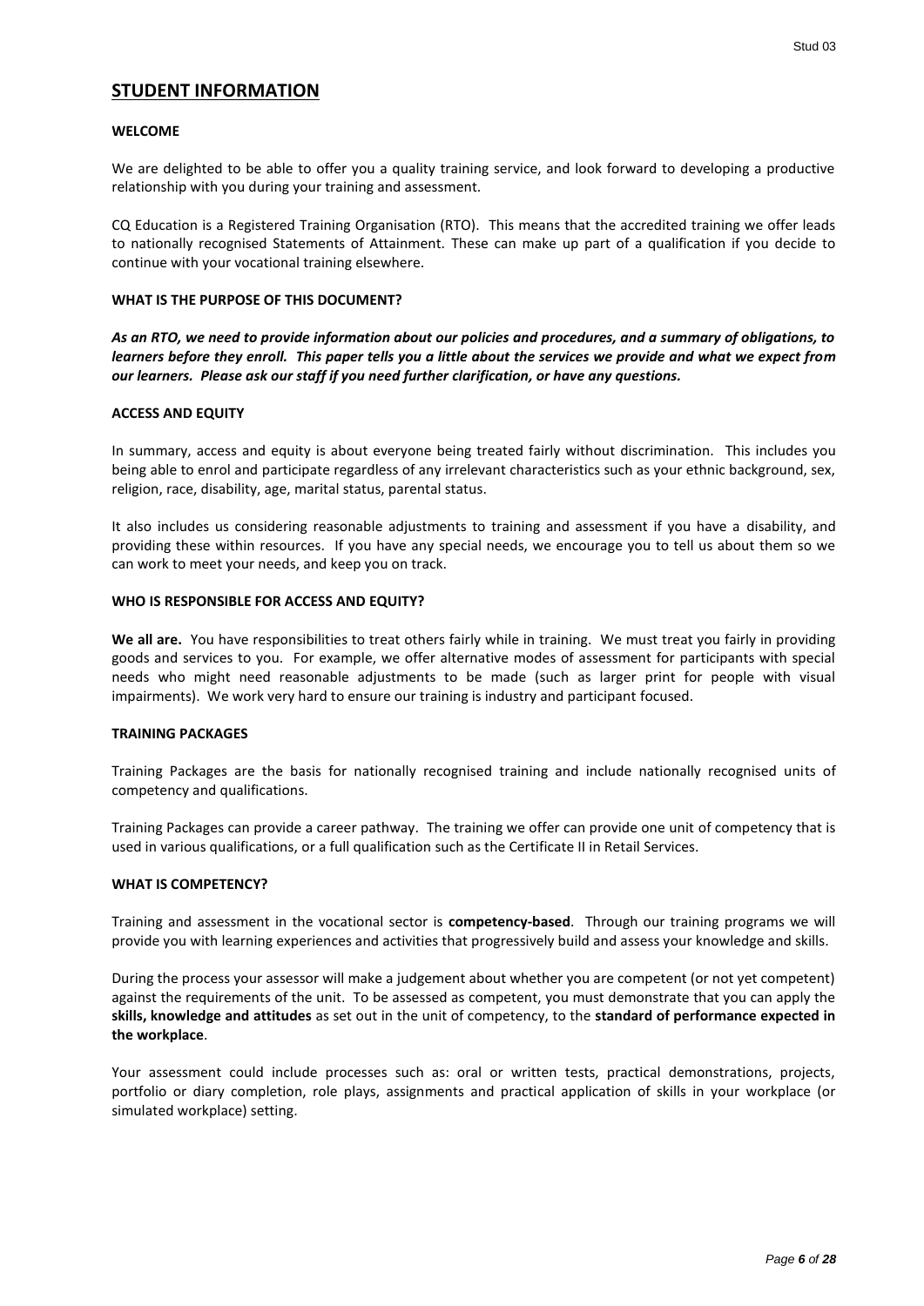## STUDENT INFORMATION

**WELCOME**

We are delighted to be able to offer you a quality training service, and look forward to developing a productive relationship with you during your training and assessment.

CQ Education is a Registered Training Organisation (RTO). This means that the accredited training we offer leads to nationally recognised Statements of Attainment. These can make up part of a qualification if you decide to continue with your vocational training elsewhere.

**WHAT IS THE PURPOSE OF THIS DOCUMENT?**

***As an RTO, we need to provide information about our policies and procedures, and a summary of obligations, to learners before they enroll. This paper tells you a little about the services we provide and what we expect from our learners. Please ask our staff if you need further clarification, or have any questions.***

**ACCESS AND EQUITY**

In summary, access and equity is about everyone being treated fairly without discrimination. This includes you being able to enrol and participate regardless of any irrelevant characteristics such as your ethnic background, sex, religion, race, disability, age, marital status, parental status.

It also includes us considering reasonable adjustments to training and assessment if you have a disability, and providing these within resources. If you have any special needs, we encourage you to tell us about them so we can work to meet your needs, and keep you on track.

**WHO IS RESPONSIBLE FOR ACCESS AND EQUITY?**

**We all are.** You have responsibilities to treat others fairly while in training. We must treat you fairly in providing goods and services to you. For example, we offer alternative modes of assessment for participants with special needs who might need reasonable adjustments to be made (such as larger print for people with visual impairments). We work very hard to ensure our training is industry and participant focused.

**TRAINING PACKAGES**

Training Packages are the basis for nationally recognised training and include nationally recognised units of competency and qualifications.

Training Packages can provide a career pathway. The training we offer can provide one unit of competency that is used in various qualifications, or a full qualification such as the Certificate II in Retail Services.

**WHAT IS COMPETENCY?**

Training and assessment in the vocational sector is **competency-based**. Through our training programs we will provide you with learning experiences and activities that progressively build and assess your knowledge and skills.

During the process your assessor will make a judgement about whether you are competent (or not yet competent) against the requirements of the unit. To be assessed as competent, you must demonstrate that you can apply the **skills, knowledge and attitudes** as set out in the unit of competency, to the **standard of performance expected in the workplace**.

Your assessment could include processes such as: oral or written tests, practical demonstrations, projects, portfolio or diary completion, role plays, assignments and practical application of skills in your workplace (or simulated workplace) setting.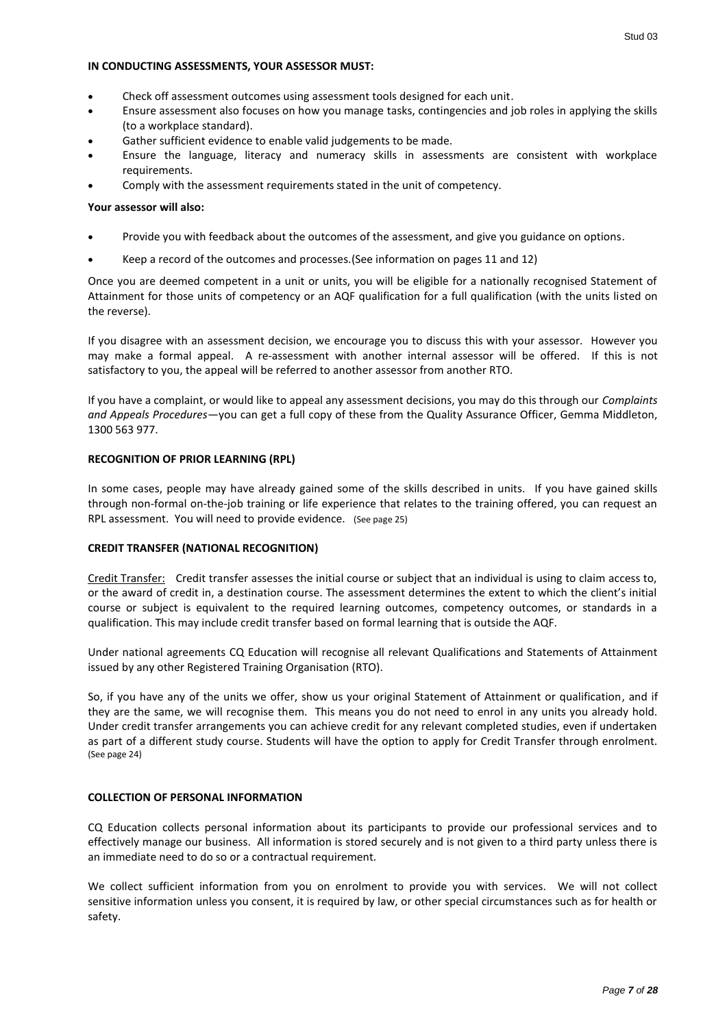**IN CONDUCTING ASSESSMENTS, YOUR ASSESSOR MUST:**

- Check off assessment outcomes using assessment tools designed for each unit.
- Ensure assessment also focuses on how you manage tasks, contingencies and job roles in applying the skills (to a workplace standard).
- Gather sufficient evidence to enable valid judgements to be made.
- Ensure the language, literacy and numeracy skills in assessments are consistent with workplace requirements.
- Comply with the assessment requirements stated in the unit of competency.

**Your assessor will also:**

- Provide you with feedback about the outcomes of the assessment, and give you guidance on options.
- Keep a record of the outcomes and processes.(See information on pages 11 and 12)

Once you are deemed competent in a unit or units, you will be eligible for a nationally recognised Statement of Attainment for those units of competency or an AQF qualification for a full qualification (with the units listed on the reverse).

If you disagree with an assessment decision, we encourage you to discuss this with your assessor. However you may make a formal appeal. A re-assessment with another internal assessor will be offered. If this is not satisfactory to you, the appeal will be referred to another assessor from another RTO.

If you have a complaint, or would like to appeal any assessment decisions, you may do this through our *Complaints and Appeals Procedures*—you can get a full copy of these from the Quality Assurance Officer, Gemma Middleton, 1300 563 977.

**RECOGNITION OF PRIOR LEARNING (RPL)**

In some cases, people may have already gained some of the skills described in units. If you have gained skills through non-formal on-the-job training or life experience that relates to the training offered, you can request an RPL assessment. You will need to provide evidence. (See page 25)

**CREDIT TRANSFER (NATIONAL RECOGNITION)**

Credit Transfer: Credit transfer assesses the initial course or subject that an individual is using to claim access to, or the award of credit in, a destination course. The assessment determines the extent to which the client's initial course or subject is equivalent to the required learning outcomes, competency outcomes, or standards in a qualification. This may include credit transfer based on formal learning that is outside the AQF.

Under national agreements CQ Education will recognise all relevant Qualifications and Statements of Attainment issued by any other Registered Training Organisation (RTO).

So, if you have any of the units we offer, show us your original Statement of Attainment or qualification, and if they are the same, we will recognise them. This means you do not need to enrol in any units you already hold. Under credit transfer arrangements you can achieve credit for any relevant completed studies, even if undertaken as part of a different study course. Students will have the option to apply for Credit Transfer through enrolment. (See page 24)

**COLLECTION OF PERSONAL INFORMATION**

CQ Education collects personal information about its participants to provide our professional services and to effectively manage our business. All information is stored securely and is not given to a third party unless there is an immediate need to do so or a contractual requirement.

We collect sufficient information from you on enrolment to provide you with services. We will not collect sensitive information unless you consent, it is required by law, or other special circumstances such as for health or safety.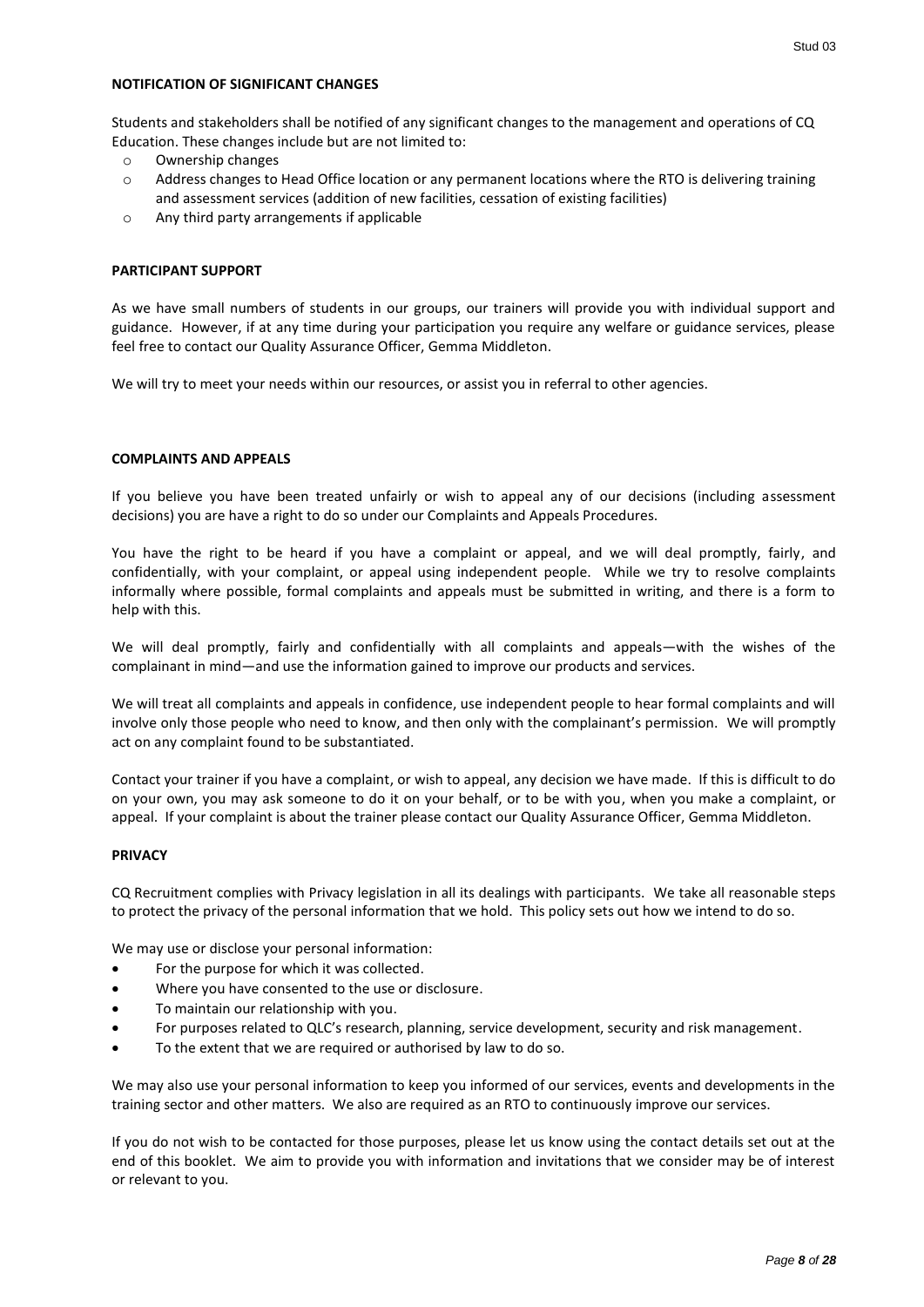**NOTIFICATION OF SIGNIFICANT CHANGES**

Students and stakeholders shall be notified of any significant changes to the management and operations of CQ Education. These changes include but are not limited to:

- Ownership changes
- Address changes to Head Office location or any permanent locations where the RTO is delivering training and assessment services (addition of new facilities, cessation of existing facilities)
- Any third party arrangements if applicable

**PARTICIPANT SUPPORT**

As we have small numbers of students in our groups, our trainers will provide you with individual support and guidance. However, if at any time during your participation you require any welfare or guidance services, please feel free to contact our Quality Assurance Officer, Gemma Middleton.

We will try to meet your needs within our resources, or assist you in referral to other agencies.

**COMPLAINTS AND APPEALS**

If you believe you have been treated unfairly or wish to appeal any of our decisions (including assessment decisions) you are have a right to do so under our Complaints and Appeals Procedures.

You have the right to be heard if you have a complaint or appeal, and we will deal promptly, fairly, and confidentially, with your complaint, or appeal using independent people. While we try to resolve complaints informally where possible, formal complaints and appeals must be submitted in writing, and there is a form to help with this.

We will deal promptly, fairly and confidentially with all complaints and appeals—with the wishes of the complainant in mind—and use the information gained to improve our products and services.

We will treat all complaints and appeals in confidence, use independent people to hear formal complaints and will involve only those people who need to know, and then only with the complainant's permission. We will promptly act on any complaint found to be substantiated.

Contact your trainer if you have a complaint, or wish to appeal, any decision we have made. If this is difficult to do on your own, you may ask someone to do it on your behalf, or to be with you, when you make a complaint, or appeal. If your complaint is about the trainer please contact our Quality Assurance Officer, Gemma Middleton.

**PRIVACY**

CQ Recruitment complies with Privacy legislation in all its dealings with participants. We take all reasonable steps to protect the privacy of the personal information that we hold. This policy sets out how we intend to do so.

We may use or disclose your personal information:

- For the purpose for which it was collected.
- Where you have consented to the use or disclosure.
- To maintain our relationship with you.
- For purposes related to QLC's research, planning, service development, security and risk management.
- To the extent that we are required or authorised by law to do so.

We may also use your personal information to keep you informed of our services, events and developments in the training sector and other matters. We also are required as an RTO to continuously improve our services.

If you do not wish to be contacted for those purposes, please let us know using the contact details set out at the end of this booklet. We aim to provide you with information and invitations that we consider may be of interest or relevant to you.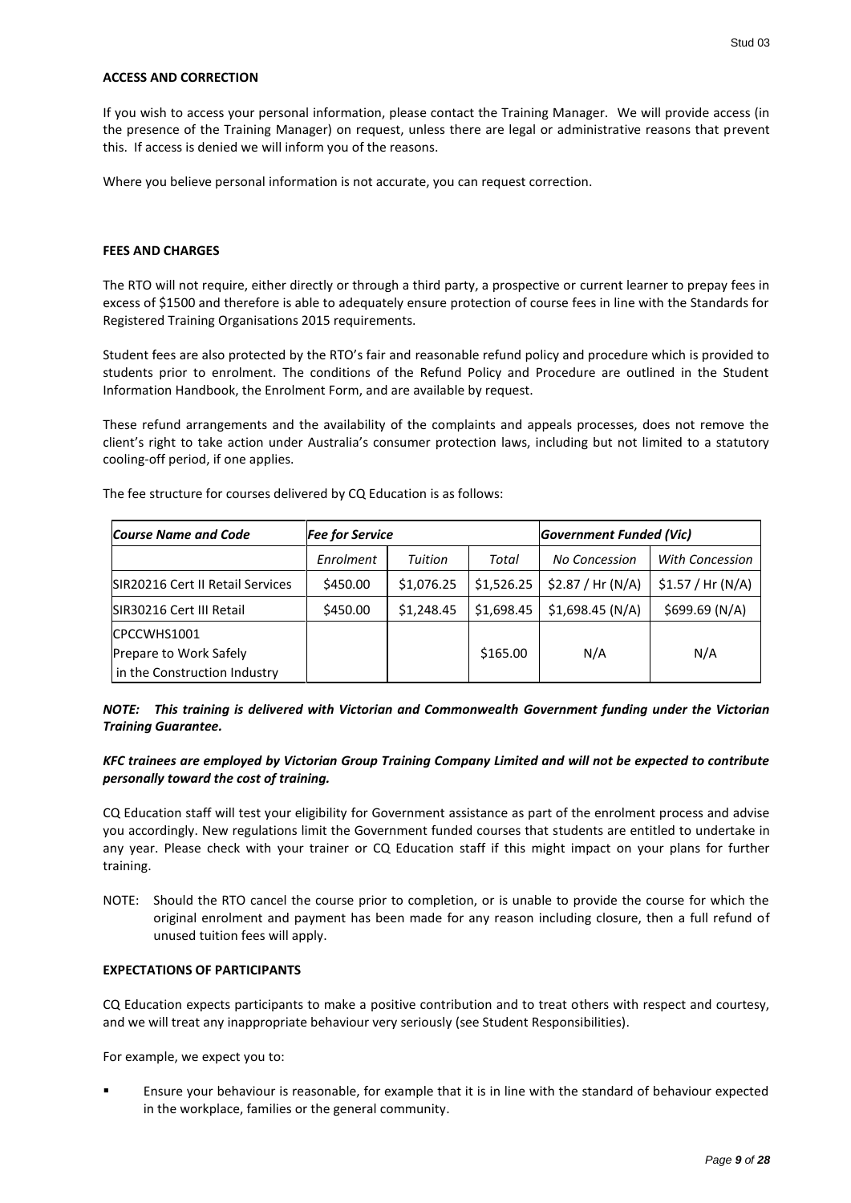**ACCESS AND CORRECTION**

If you wish to access your personal information, please contact the Training Manager. We will provide access (in the presence of the Training Manager) on request, unless there are legal or administrative reasons that prevent this. If access is denied we will inform you of the reasons.

Where you believe personal information is not accurate, you can request correction.

**FEES AND CHARGES**

The RTO will not require, either directly or through a third party, a prospective or current learner to prepay fees in excess of $1500 and therefore is able to adequately ensure protection of course fees in line with the Standards for Registered Training Organisations 2015 requirements.

Student fees are also protected by the RTO's fair and reasonable refund policy and procedure which is provided to students prior to enrolment. The conditions of the Refund Policy and Procedure are outlined in the Student Information Handbook, the Enrolment Form, and are available by request.

These refund arrangements and the availability of the complaints and appeals processes, does not remove the client's right to take action under Australia's consumer protection laws, including but not limited to a statutory cooling-off period, if one applies.

The fee structure for courses delivered by CQ Education is as follows:

| *Course Name and Code* | *Fee for Service* | | | *Government Funded (Vic)* | |
|---|---|---|---|---|---|
| | *Enrolment* | *Tuition* | *Total* | *No Concession* | *With Concession* |
| SIR20216 Cert II Retail Services | $450.00 | $1,076.25 | $1,526.25 | $2.87 / Hr (N/A) | $1.57 / Hr (N/A) |
| SIR30216 Cert III Retail | $450.00 | $1,248.45 | $1,698.45 | $1,698.45 (N/A) | $699.69 (N/A) |
| CPCCWHS1001 Prepare to Work Safely in the Construction Industry | | | $165.00 | N/A | N/A |

***NOTE: This training is delivered with Victorian and Commonwealth Government funding under the Victorian Training Guarantee.***

***KFC trainees are employed by Victorian Group Training Company Limited and will not be expected to contribute personally toward the cost of training.***

CQ Education staff will test your eligibility for Government assistance as part of the enrolment process and advise you accordingly. New regulations limit the Government funded courses that students are entitled to undertake in any year. Please check with your trainer or CQ Education staff if this might impact on your plans for further training.

NOTE: Should the RTO cancel the course prior to completion, or is unable to provide the course for which the original enrolment and payment has been made for any reason including closure, then a full refund of unused tuition fees will apply.

**EXPECTATIONS OF PARTICIPANTS**

CQ Education expects participants to make a positive contribution and to treat others with respect and courtesy, and we will treat any inappropriate behaviour very seriously (see Student Responsibilities).

For example, we expect you to:

- Ensure your behaviour is reasonable, for example that it is in line with the standard of behaviour expected in the workplace, families or the general community.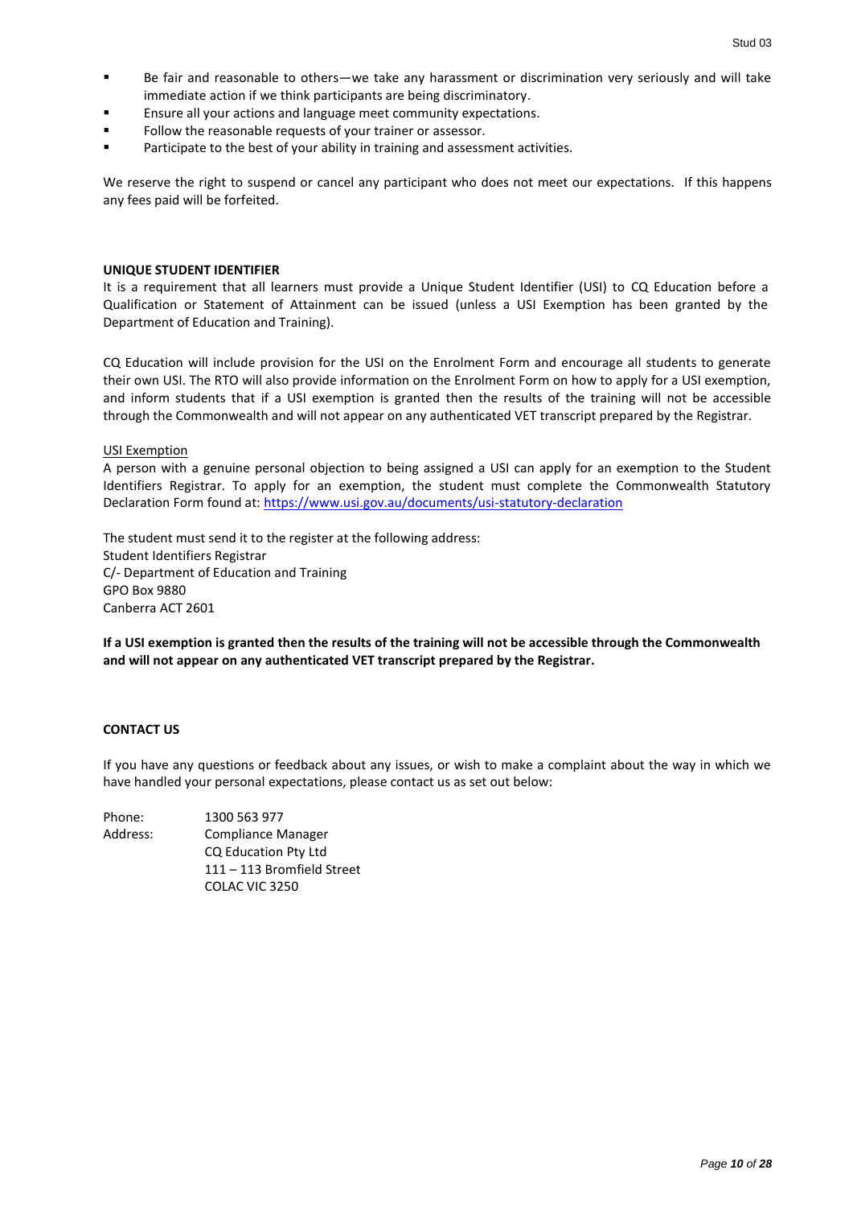- Be fair and reasonable to others—we take any harassment or discrimination very seriously and will take immediate action if we think participants are being discriminatory.
- Ensure all your actions and language meet community expectations.
- Follow the reasonable requests of your trainer or assessor.
- Participate to the best of your ability in training and assessment activities.

We reserve the right to suspend or cancel any participant who does not meet our expectations. If this happens any fees paid will be forfeited.

**UNIQUE STUDENT IDENTIFIER**

It is a requirement that all learners must provide a Unique Student Identifier (USI) to CQ Education before a Qualification or Statement of Attainment can be issued (unless a USI Exemption has been granted by the Department of Education and Training).

CQ Education will include provision for the USI on the Enrolment Form and encourage all students to generate their own USI. The RTO will also provide information on the Enrolment Form on how to apply for a USI exemption, and inform students that if a USI exemption is granted then the results of the training will not be accessible through the Commonwealth and will not appear on any authenticated VET transcript prepared by the Registrar.

<u>USI Exemption</u>

A person with a genuine personal objection to being assigned a USI can apply for an exemption to the Student Identifiers Registrar. To apply for an exemption, the student must complete the Commonwealth Statutory Declaration Form found at: https://www.usi.gov.au/documents/usi-statutory-declaration

The student must send it to the register at the following address:
Student Identifiers Registrar
C/- Department of Education and Training
GPO Box 9880
Canberra ACT 2601

**If a USI exemption is granted then the results of the training will not be accessible through the Commonwealth and will not appear on any authenticated VET transcript prepared by the Registrar.**

**CONTACT US**

If you have any questions or feedback about any issues, or wish to make a complaint about the way in which we have handled your personal expectations, please contact us as set out below:

Phone: 1300 563 977
Address: Compliance Manager
CQ Education Pty Ltd
111 – 113 Bromfield Street
COLAC VIC 3250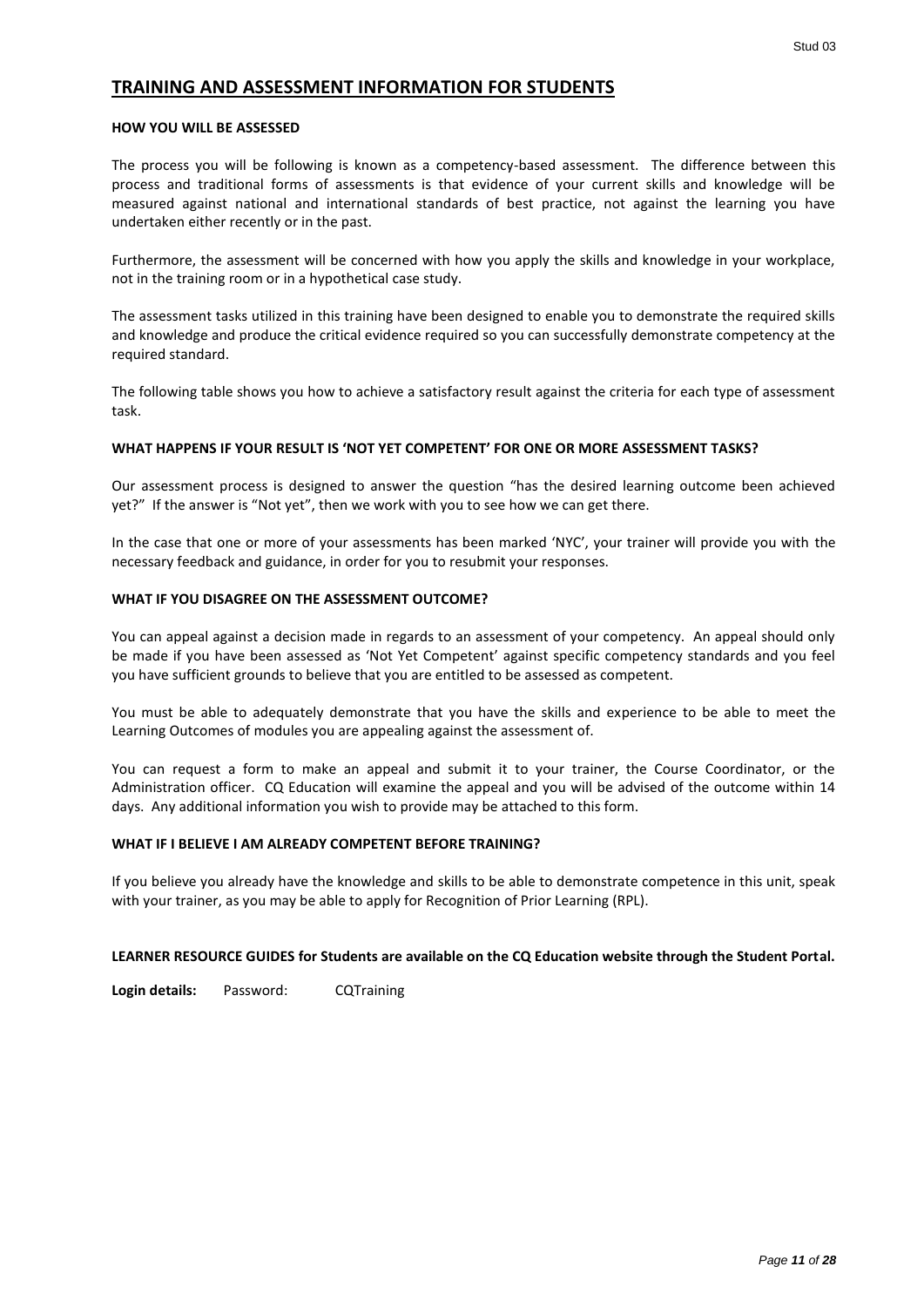## TRAINING AND ASSESSMENT INFORMATION FOR STUDENTS

**HOW YOU WILL BE ASSESSED**

The process you will be following is known as a competency-based assessment. The difference between this process and traditional forms of assessments is that evidence of your current skills and knowledge will be measured against national and international standards of best practice, not against the learning you have undertaken either recently or in the past.

Furthermore, the assessment will be concerned with how you apply the skills and knowledge in your workplace, not in the training room or in a hypothetical case study.

The assessment tasks utilized in this training have been designed to enable you to demonstrate the required skills and knowledge and produce the critical evidence required so you can successfully demonstrate competency at the required standard.

The following table shows you how to achieve a satisfactory result against the criteria for each type of assessment task.

**WHAT HAPPENS IF YOUR RESULT IS 'NOT YET COMPETENT' FOR ONE OR MORE ASSESSMENT TASKS?**

Our assessment process is designed to answer the question "has the desired learning outcome been achieved yet?" If the answer is "Not yet", then we work with you to see how we can get there.

In the case that one or more of your assessments has been marked 'NYC', your trainer will provide you with the necessary feedback and guidance, in order for you to resubmit your responses.

**WHAT IF YOU DISAGREE ON THE ASSESSMENT OUTCOME?**

You can appeal against a decision made in regards to an assessment of your competency. An appeal should only be made if you have been assessed as 'Not Yet Competent' against specific competency standards and you feel you have sufficient grounds to believe that you are entitled to be assessed as competent.

You must be able to adequately demonstrate that you have the skills and experience to be able to meet the Learning Outcomes of modules you are appealing against the assessment of.

You can request a form to make an appeal and submit it to your trainer, the Course Coordinator, or the Administration officer. CQ Education will examine the appeal and you will be advised of the outcome within 14 days. Any additional information you wish to provide may be attached to this form.

**WHAT IF I BELIEVE I AM ALREADY COMPETENT BEFORE TRAINING?**

If you believe you already have the knowledge and skills to be able to demonstrate competence in this unit, speak with your trainer, as you may be able to apply for Recognition of Prior Learning (RPL).

**LEARNER RESOURCE GUIDES for Students are available on the CQ Education website through the Student Portal.**

**Login details:** Password: CQTraining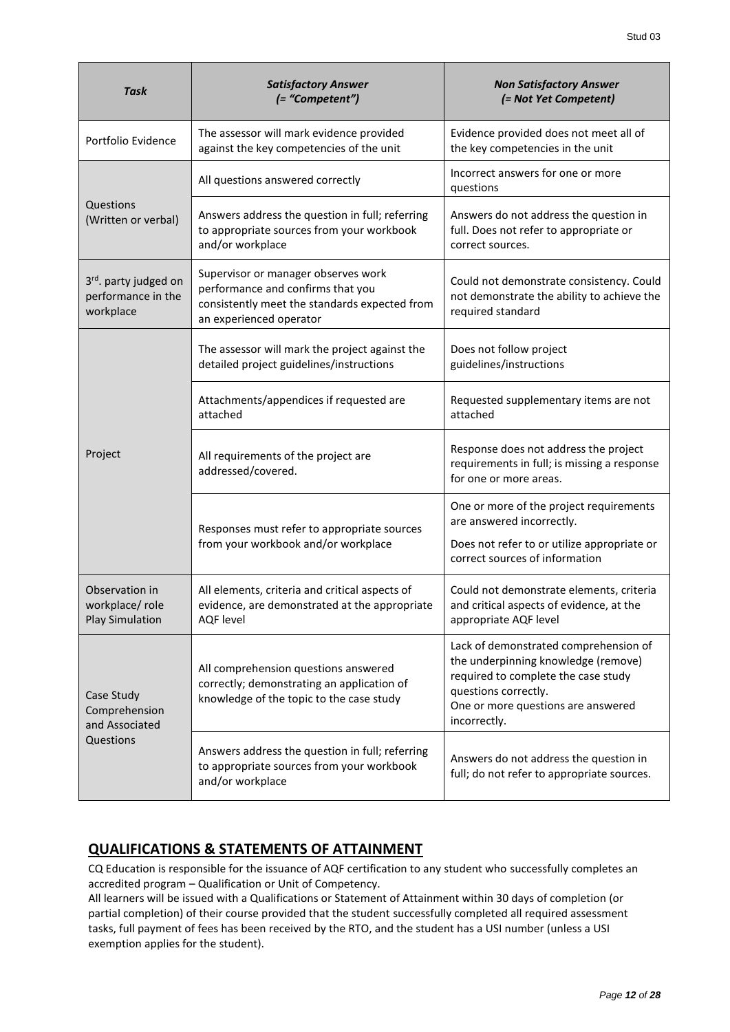| *Task* | *Satisfactory Answer (= "Competent")* | *Non Satisfactory Answer (= Not Yet Competent)* |
|---|---|---|
| Portfolio Evidence | The assessor will mark evidence provided against the key competencies of the unit | Evidence provided does not meet all of the key competencies in the unit |
| Questions (Written or verbal) | All questions answered correctly | Incorrect answers for one or more questions |
| | Answers address the question in full; referring to appropriate sources from your workbook and/or workplace | Answers do not address the question in full. Does not refer to appropriate or correct sources. |
| 3rd. party judged on performance in the workplace | Supervisor or manager observes work performance and confirms that you consistently meet the standards expected from an experienced operator | Could not demonstrate consistency. Could not demonstrate the ability to achieve the required standard |
| Project | The assessor will mark the project against the detailed project guidelines/instructions | Does not follow project guidelines/instructions |
| | Attachments/appendices if requested are attached | Requested supplementary items are not attached |
| | All requirements of the project are addressed/covered. | Response does not address the project requirements in full; is missing a response for one or more areas. |
| | Responses must refer to appropriate sources from your workbook and/or workplace | One or more of the project requirements are answered incorrectly. Does not refer to or utilize appropriate or correct sources of information |
| Observation in workplace/ role Play Simulation | All elements, criteria and critical aspects of evidence, are demonstrated at the appropriate AQF level | Could not demonstrate elements, criteria and critical aspects of evidence, at the appropriate AQF level |
| Case Study Comprehension and Associated Questions | All comprehension questions answered correctly; demonstrating an application of knowledge of the topic to the case study | Lack of demonstrated comprehension of the underpinning knowledge (remove) required to complete the case study questions correctly. One or more questions are answered incorrectly. |
| | Answers address the question in full; referring to appropriate sources from your workbook and/or workplace | Answers do not address the question in full; do not refer to appropriate sources. |

## QUALIFICATIONS & STATEMENTS OF ATTAINMENT

CQ Education is responsible for the issuance of AQF certification to any student who successfully completes an accredited program – Qualification or Unit of Competency.

All learners will be issued with a Qualifications or Statement of Attainment within 30 days of completion (or partial completion) of their course provided that the student successfully completed all required assessment tasks, full payment of fees has been received by the RTO, and the student has a USI number (unless a USI exemption applies for the student).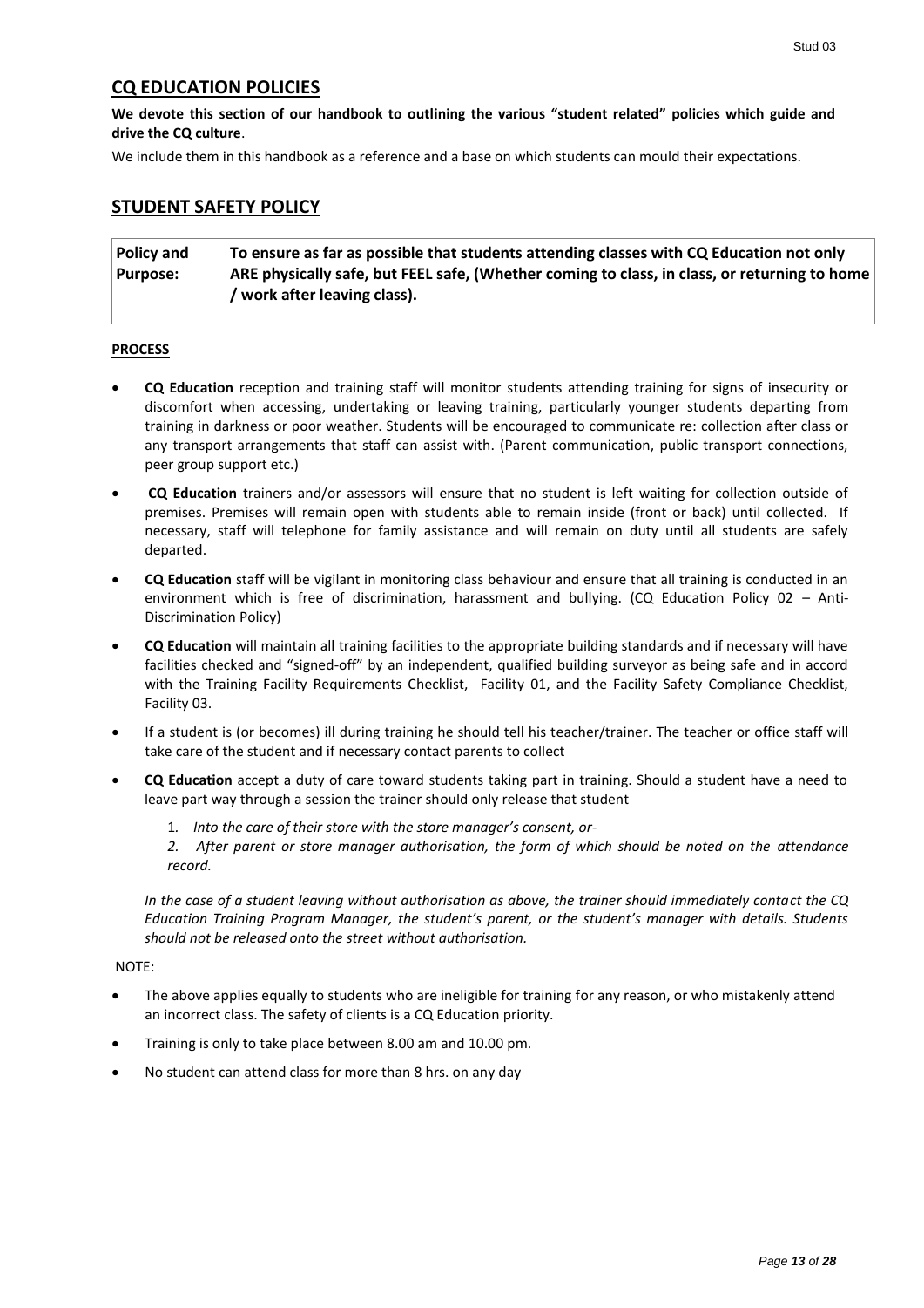## CQ EDUCATION POLICIES

**We devote this section of our handbook to outlining the various "student related" policies which guide and drive the CQ culture**.

We include them in this handbook as a reference and a base on which students can mould their expectations.

## STUDENT SAFETY POLICY

| Policy and Purpose: | To ensure as far as possible that students attending classes with CQ Education not only ARE physically safe, but FEEL safe, (Whether coming to class, in class, or returning to home / work after leaving class). |
|---|---|

**PROCESS**

- **CQ Education** reception and training staff will monitor students attending training for signs of insecurity or discomfort when accessing, undertaking or leaving training, particularly younger students departing from training in darkness or poor weather. Students will be encouraged to communicate re: collection after class or any transport arrangements that staff can assist with. (Parent communication, public transport connections, peer group support etc.)
- **CQ Education** trainers and/or assessors will ensure that no student is left waiting for collection outside of premises. Premises will remain open with students able to remain inside (front or back) until collected. If necessary, staff will telephone for family assistance and will remain on duty until all students are safely departed.
- **CQ Education** staff will be vigilant in monitoring class behaviour and ensure that all training is conducted in an environment which is free of discrimination, harassment and bullying. (CQ Education Policy 02 – Anti-Discrimination Policy)
- **CQ Education** will maintain all training facilities to the appropriate building standards and if necessary will have facilities checked and "signed-off" by an independent, qualified building surveyor as being safe and in accord with the Training Facility Requirements Checklist, Facility 01, and the Facility Safety Compliance Checklist, Facility 03.
- If a student is (or becomes) ill during training he should tell his teacher/trainer. The teacher or office staff will take care of the student and if necessary contact parents to collect
- **CQ Education** accept a duty of care toward students taking part in training. Should a student have a need to leave part way through a session the trainer should only release that student

  1. *Into the care of their store with the store manager's consent, or-*
  2. *After parent or store manager authorisation, the form of which should be noted on the attendance record.*

  *In the case of a student leaving without authorisation as above, the trainer should immediately contact the CQ Education Training Program Manager, the student's parent, or the student's manager with details. Students should not be released onto the street without authorisation.*

NOTE:

- The above applies equally to students who are ineligible for training for any reason, or who mistakenly attend an incorrect class. The safety of clients is a CQ Education priority.
- Training is only to take place between 8.00 am and 10.00 pm.
- No student can attend class for more than 8 hrs. on any day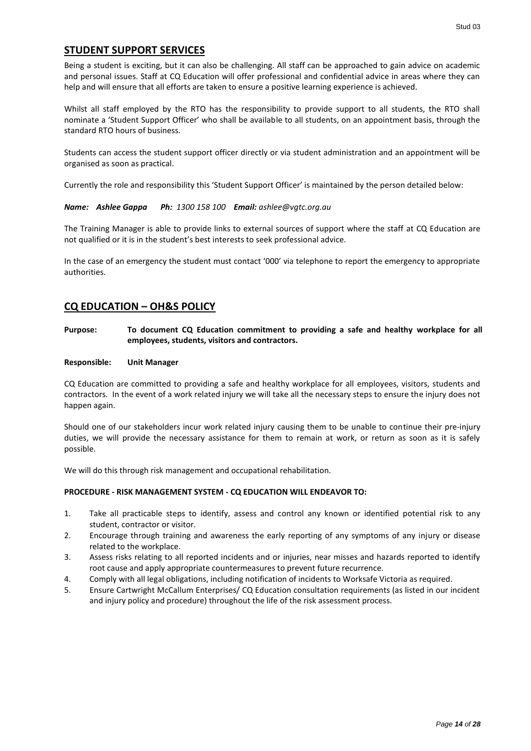## STUDENT SUPPORT SERVICES

Being a student is exciting, but it can also be challenging. All staff can be approached to gain advice on academic and personal issues. Staff at CQ Education will offer professional and confidential advice in areas where they can help and will ensure that all efforts are taken to ensure a positive learning experience is achieved.

Whilst all staff employed by the RTO has the responsibility to provide support to all students, the RTO shall nominate a 'Student Support Officer' who shall be available to all students, on an appointment basis, through the standard RTO hours of business.

Students can access the student support officer directly or via student administration and an appointment will be organised as soon as practical.

Currently the role and responsibility this 'Student Support Officer' is maintained by the person detailed below:

***Name: Ashlee Gappa*** ***Ph:*** *1300 158 100* ***Email:*** *ashlee@vgtc.org.au*

The Training Manager is able to provide links to external sources of support where the staff at CQ Education are not qualified or it is in the student's best interests to seek professional advice.

In the case of an emergency the student must contact '000' via telephone to report the emergency to appropriate authorities.

## CQ EDUCATION – OH&S POLICY

**Purpose:** **To document CQ Education commitment to providing a safe and healthy workplace for all employees, students, visitors and contractors.**

**Responsible:** **Unit Manager**

CQ Education are committed to providing a safe and healthy workplace for all employees, visitors, students and contractors. In the event of a work related injury we will take all the necessary steps to ensure the injury does not happen again.

Should one of our stakeholders incur work related injury causing them to be unable to continue their pre-injury duties, we will provide the necessary assistance for them to remain at work, or return as soon as it is safely possible.

We will do this through risk management and occupational rehabilitation.

**PROCEDURE - RISK MANAGEMENT SYSTEM - CQ EDUCATION WILL ENDEAVOR TO:**

1. Take all practicable steps to identify, assess and control any known or identified potential risk to any student, contractor or visitor.
2. Encourage through training and awareness the early reporting of any symptoms of any injury or disease related to the workplace.
3. Assess risks relating to all reported incidents and or injuries, near misses and hazards reported to identify root cause and apply appropriate countermeasures to prevent future recurrence.
4. Comply with all legal obligations, including notification of incidents to Worksafe Victoria as required.
5. Ensure Cartwright McCallum Enterprises/ CQ Education consultation requirements (as listed in our incident and injury policy and procedure) throughout the life of the risk assessment process.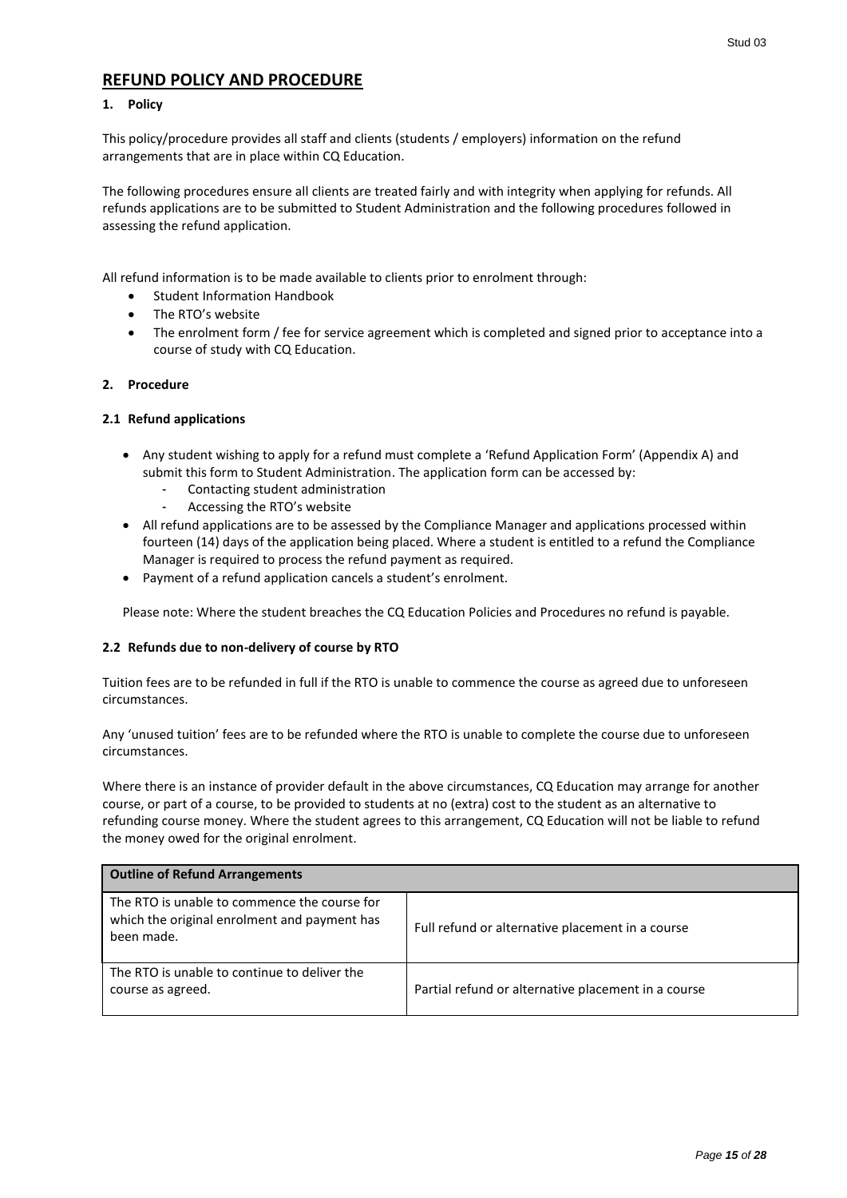# REFUND POLICY AND PROCEDURE

## 1. Policy

This policy/procedure provides all staff and clients (students / employers) information on the refund arrangements that are in place within CQ Education.

The following procedures ensure all clients are treated fairly and with integrity when applying for refunds. All refunds applications are to be submitted to Student Administration and the following procedures followed in assessing the refund application.

All refund information is to be made available to clients prior to enrolment through:

- Student Information Handbook
- The RTO's website
- The enrolment form / fee for service agreement which is completed and signed prior to acceptance into a course of study with CQ Education.

## 2. Procedure

### 2.1 Refund applications

- Any student wishing to apply for a refund must complete a 'Refund Application Form' (Appendix A) and submit this form to Student Administration. The application form can be accessed by:
  - Contacting student administration
  - Accessing the RTO's website
- All refund applications are to be assessed by the Compliance Manager and applications processed within fourteen (14) days of the application being placed. Where a student is entitled to a refund the Compliance Manager is required to process the refund payment as required.
- Payment of a refund application cancels a student's enrolment.

Please note: Where the student breaches the CQ Education Policies and Procedures no refund is payable.

### 2.2 Refunds due to non-delivery of course by RTO

Tuition fees are to be refunded in full if the RTO is unable to commence the course as agreed due to unforeseen circumstances.

Any 'unused tuition' fees are to be refunded where the RTO is unable to complete the course due to unforeseen circumstances.

Where there is an instance of provider default in the above circumstances, CQ Education may arrange for another course, or part of a course, to be provided to students at no (extra) cost to the student as an alternative to refunding course money. Where the student agrees to this arrangement, CQ Education will not be liable to refund the money owed for the original enrolment.

| Outline of Refund Arrangements | |
|---|---|
| The RTO is unable to commence the course for which the original enrolment and payment has been made. | Full refund or alternative placement in a course |
| The RTO is unable to continue to deliver the course as agreed. | Partial refund or alternative placement in a course |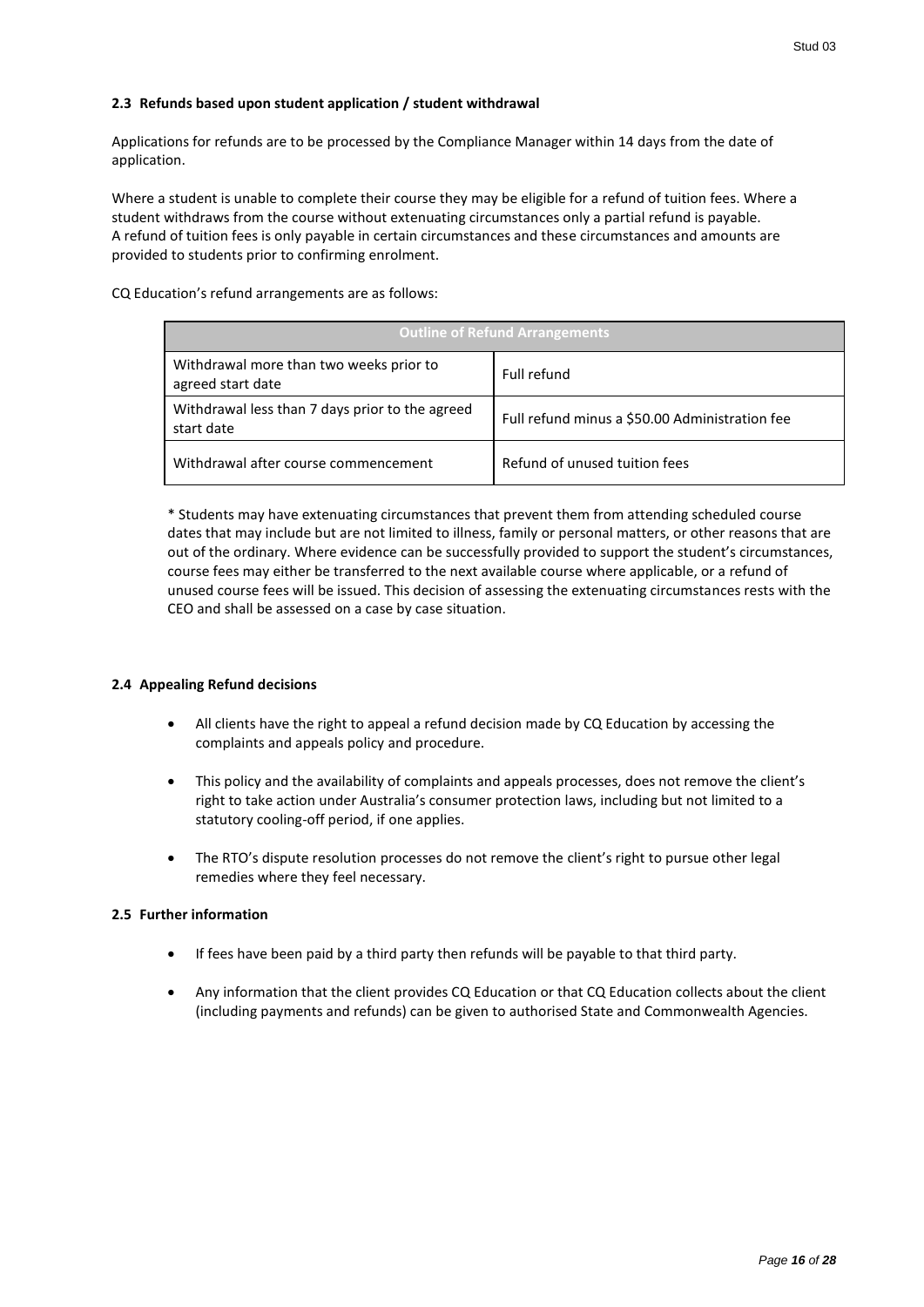### 2.3 Refunds based upon student application / student withdrawal

Applications for refunds are to be processed by the Compliance Manager within 14 days from the date of application.

Where a student is unable to complete their course they may be eligible for a refund of tuition fees. Where a student withdraws from the course without extenuating circumstances only a partial refund is payable. A refund of tuition fees is only payable in certain circumstances and these circumstances and amounts are provided to students prior to confirming enrolment.

CQ Education's refund arrangements are as follows:

| Outline of Refund Arrangements | |
|---|---|
| Withdrawal more than two weeks prior to agreed start date | Full refund |
| Withdrawal less than 7 days prior to the agreed start date | Full refund minus a $50.00 Administration fee |
| Withdrawal after course commencement | Refund of unused tuition fees |

* Students may have extenuating circumstances that prevent them from attending scheduled course dates that may include but are not limited to illness, family or personal matters, or other reasons that are out of the ordinary. Where evidence can be successfully provided to support the student's circumstances, course fees may either be transferred to the next available course where applicable, or a refund of unused course fees will be issued. This decision of assessing the extenuating circumstances rests with the CEO and shall be assessed on a case by case situation.

### 2.4 Appealing Refund decisions

- All clients have the right to appeal a refund decision made by CQ Education by accessing the complaints and appeals policy and procedure.
- This policy and the availability of complaints and appeals processes, does not remove the client's right to take action under Australia's consumer protection laws, including but not limited to a statutory cooling-off period, if one applies.
- The RTO's dispute resolution processes do not remove the client's right to pursue other legal remedies where they feel necessary.

### 2.5 Further information

- If fees have been paid by a third party then refunds will be payable to that third party.
- Any information that the client provides CQ Education or that CQ Education collects about the client (including payments and refunds) can be given to authorised State and Commonwealth Agencies.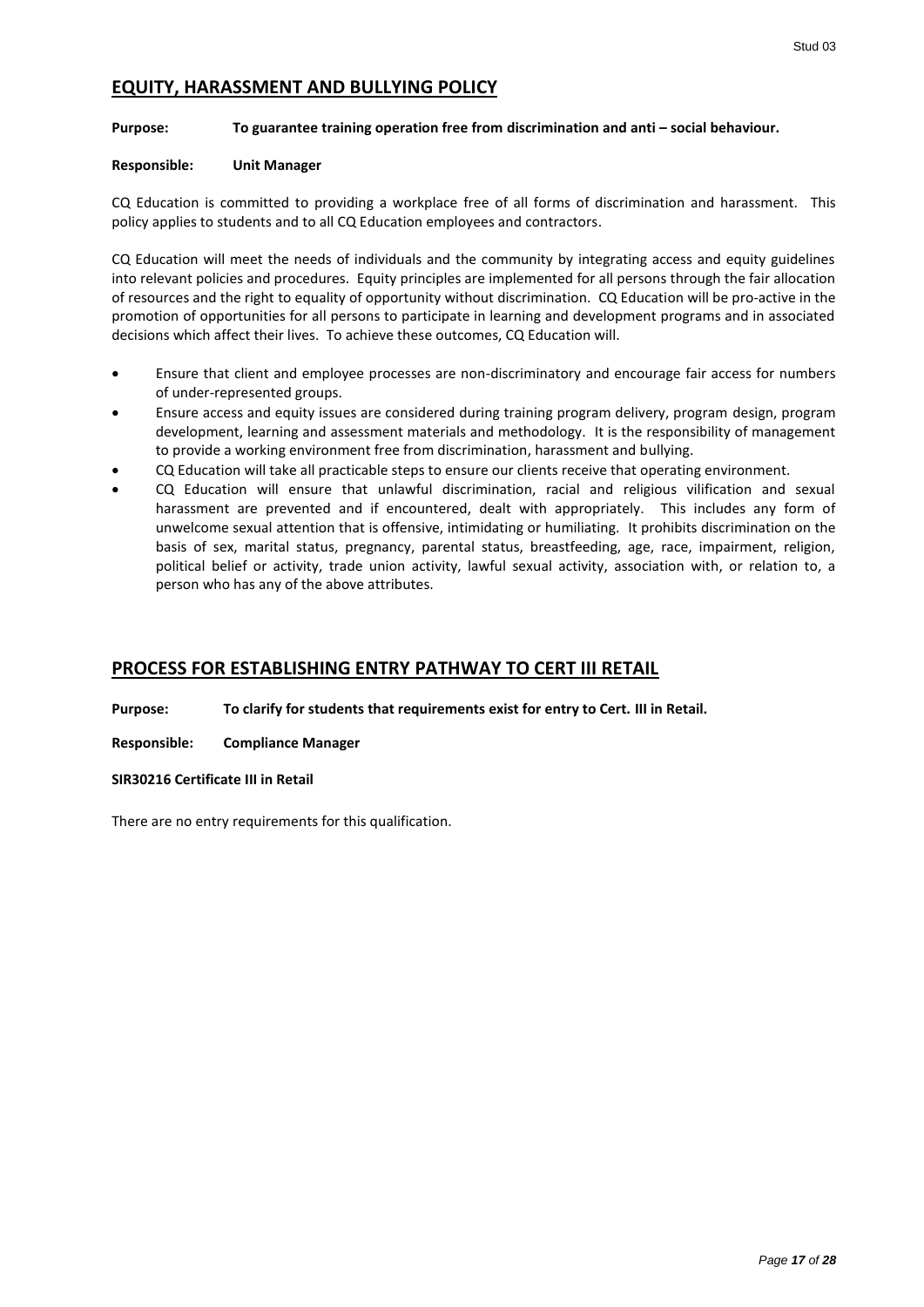## EQUITY, HARASSMENT AND BULLYING POLICY

**Purpose:** **To guarantee training operation free from discrimination and anti – social behaviour.**

**Responsible:** **Unit Manager**

CQ Education is committed to providing a workplace free of all forms of discrimination and harassment. This policy applies to students and to all CQ Education employees and contractors.

CQ Education will meet the needs of individuals and the community by integrating access and equity guidelines into relevant policies and procedures. Equity principles are implemented for all persons through the fair allocation of resources and the right to equality of opportunity without discrimination. CQ Education will be pro-active in the promotion of opportunities for all persons to participate in learning and development programs and in associated decisions which affect their lives. To achieve these outcomes, CQ Education will.

- Ensure that client and employee processes are non-discriminatory and encourage fair access for numbers of under-represented groups.
- Ensure access and equity issues are considered during training program delivery, program design, program development, learning and assessment materials and methodology. It is the responsibility of management to provide a working environment free from discrimination, harassment and bullying.
- CQ Education will take all practicable steps to ensure our clients receive that operating environment.
- CQ Education will ensure that unlawful discrimination, racial and religious vilification and sexual harassment are prevented and if encountered, dealt with appropriately. This includes any form of unwelcome sexual attention that is offensive, intimidating or humiliating. It prohibits discrimination on the basis of sex, marital status, pregnancy, parental status, breastfeeding, age, race, impairment, religion, political belief or activity, trade union activity, lawful sexual activity, association with, or relation to, a person who has any of the above attributes.

## PROCESS FOR ESTABLISHING ENTRY PATHWAY TO CERT III RETAIL

**Purpose:** **To clarify for students that requirements exist for entry to Cert. III in Retail.**

**Responsible:** **Compliance Manager**

**SIR30216 Certificate III in Retail**

There are no entry requirements for this qualification.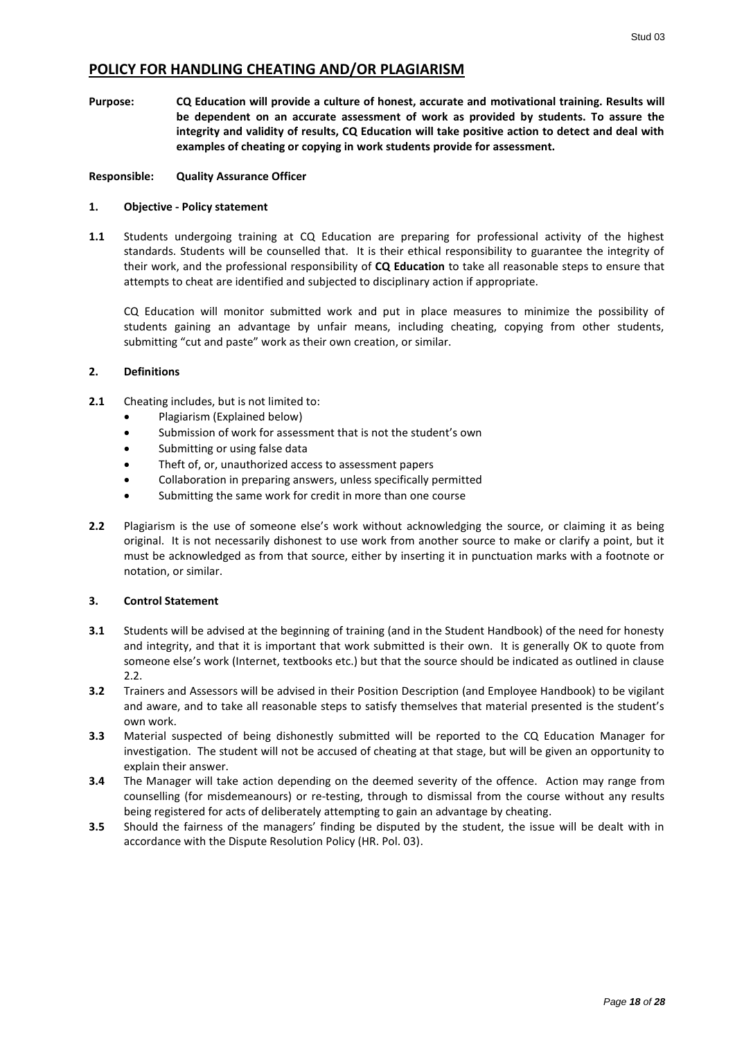## POLICY FOR HANDLING CHEATING AND/OR PLAGIARISM

**Purpose:** **CQ Education will provide a culture of honest, accurate and motivational training. Results will be dependent on an accurate assessment of work as provided by students. To assure the integrity and validity of results, CQ Education will take positive action to detect and deal with examples of cheating or copying in work students provide for assessment.**

**Responsible:** **Quality Assurance Officer**

### 1. Objective - Policy statement

**1.1** Students undergoing training at CQ Education are preparing for professional activity of the highest standards. Students will be counselled that. It is their ethical responsibility to guarantee the integrity of their work, and the professional responsibility of **CQ Education** to take all reasonable steps to ensure that attempts to cheat are identified and subjected to disciplinary action if appropriate.

CQ Education will monitor submitted work and put in place measures to minimize the possibility of students gaining an advantage by unfair means, including cheating, copying from other students, submitting "cut and paste" work as their own creation, or similar.

### 2. Definitions

**2.1** Cheating includes, but is not limited to:

- Plagiarism (Explained below)
- Submission of work for assessment that is not the student's own
- Submitting or using false data
- Theft of, or, unauthorized access to assessment papers
- Collaboration in preparing answers, unless specifically permitted
- Submitting the same work for credit in more than one course

**2.2** Plagiarism is the use of someone else's work without acknowledging the source, or claiming it as being original. It is not necessarily dishonest to use work from another source to make or clarify a point, but it must be acknowledged as from that source, either by inserting it in punctuation marks with a footnote or notation, or similar.

### 3. Control Statement

**3.1** Students will be advised at the beginning of training (and in the Student Handbook) of the need for honesty and integrity, and that it is important that work submitted is their own. It is generally OK to quote from someone else's work (Internet, textbooks etc.) but that the source should be indicated as outlined in clause 2.2.

**3.2** Trainers and Assessors will be advised in their Position Description (and Employee Handbook) to be vigilant and aware, and to take all reasonable steps to satisfy themselves that material presented is the student's own work.

**3.3** Material suspected of being dishonestly submitted will be reported to the CQ Education Manager for investigation. The student will not be accused of cheating at that stage, but will be given an opportunity to explain their answer.

**3.4** The Manager will take action depending on the deemed severity of the offence. Action may range from counselling (for misdemeanours) or re-testing, through to dismissal from the course without any results being registered for acts of deliberately attempting to gain an advantage by cheating.

**3.5** Should the fairness of the managers' finding be disputed by the student, the issue will be dealt with in accordance with the Dispute Resolution Policy (HR. Pol. 03).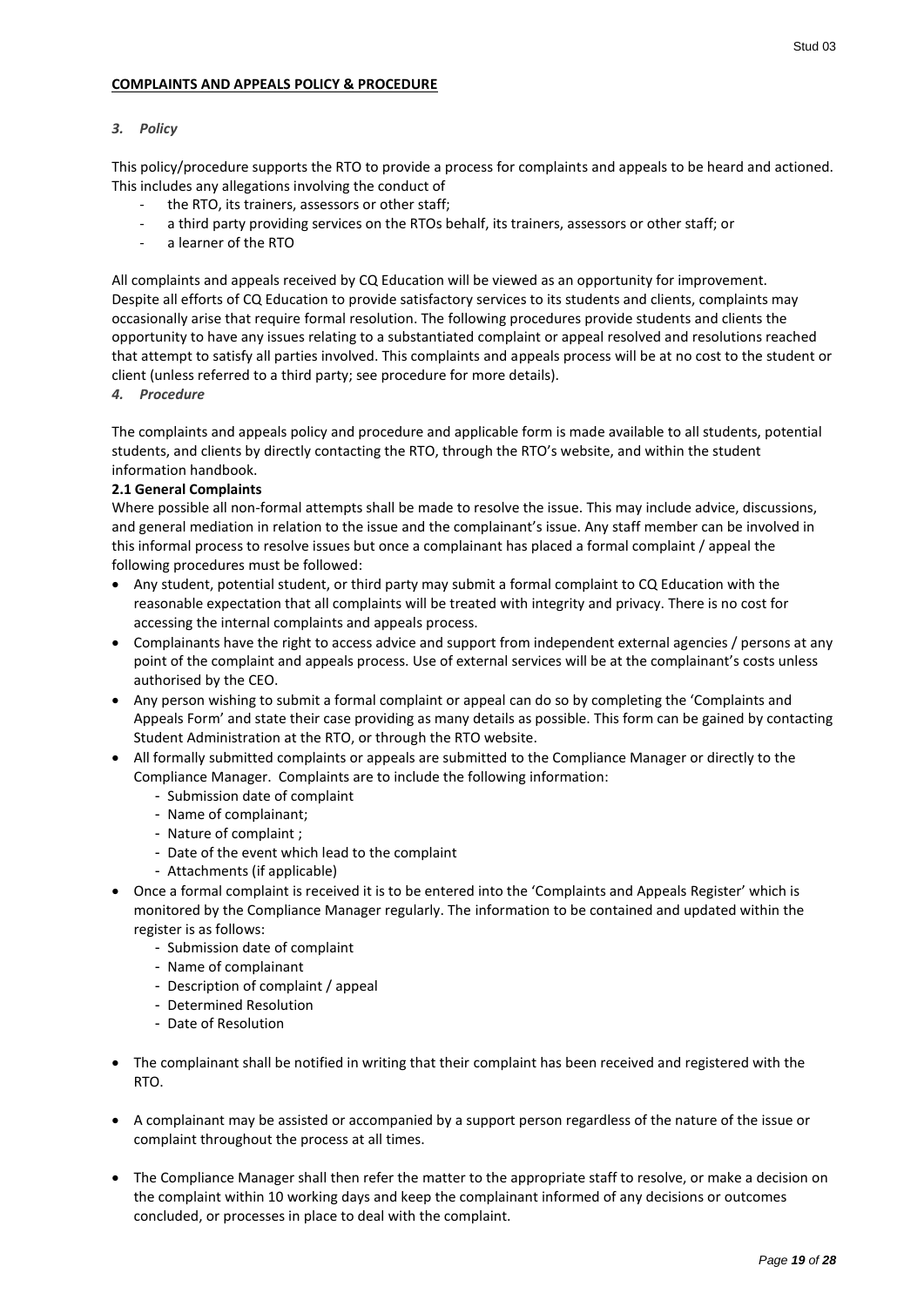**COMPLAINTS AND APPEALS POLICY & PROCEDURE**

*3. Policy*

This policy/procedure supports the RTO to provide a process for complaints and appeals to be heard and actioned. This includes any allegations involving the conduct of

- the RTO, its trainers, assessors or other staff;
- a third party providing services on the RTOs behalf, its trainers, assessors or other staff; or
- a learner of the RTO

All complaints and appeals received by CQ Education will be viewed as an opportunity for improvement. Despite all efforts of CQ Education to provide satisfactory services to its students and clients, complaints may occasionally arise that require formal resolution. The following procedures provide students and clients the opportunity to have any issues relating to a substantiated complaint or appeal resolved and resolutions reached that attempt to satisfy all parties involved. This complaints and appeals process will be at no cost to the student or client (unless referred to a third party; see procedure for more details).

*4. Procedure*

The complaints and appeals policy and procedure and applicable form is made available to all students, potential students, and clients by directly contacting the RTO, through the RTO's website, and within the student information handbook.

**2.1 General Complaints**

Where possible all non-formal attempts shall be made to resolve the issue. This may include advice, discussions, and general mediation in relation to the issue and the complainant's issue. Any staff member can be involved in this informal process to resolve issues but once a complainant has placed a formal complaint / appeal the following procedures must be followed:

- Any student, potential student, or third party may submit a formal complaint to CQ Education with the reasonable expectation that all complaints will be treated with integrity and privacy. There is no cost for accessing the internal complaints and appeals process.
- Complainants have the right to access advice and support from independent external agencies / persons at any point of the complaint and appeals process. Use of external services will be at the complainant's costs unless authorised by the CEO.
- Any person wishing to submit a formal complaint or appeal can do so by completing the 'Complaints and Appeals Form' and state their case providing as many details as possible. This form can be gained by contacting Student Administration at the RTO, or through the RTO website.
- All formally submitted complaints or appeals are submitted to the Compliance Manager or directly to the Compliance Manager. Complaints are to include the following information:
  - Submission date of complaint
  - Name of complainant;
  - Nature of complaint ;
  - Date of the event which lead to the complaint
  - Attachments (if applicable)
- Once a formal complaint is received it is to be entered into the 'Complaints and Appeals Register' which is monitored by the Compliance Manager regularly. The information to be contained and updated within the register is as follows:
  - Submission date of complaint
  - Name of complainant
  - Description of complaint / appeal
  - Determined Resolution
  - Date of Resolution
- The complainant shall be notified in writing that their complaint has been received and registered with the RTO.
- A complainant may be assisted or accompanied by a support person regardless of the nature of the issue or complaint throughout the process at all times.
- The Compliance Manager shall then refer the matter to the appropriate staff to resolve, or make a decision on the complaint within 10 working days and keep the complainant informed of any decisions or outcomes concluded, or processes in place to deal with the complaint.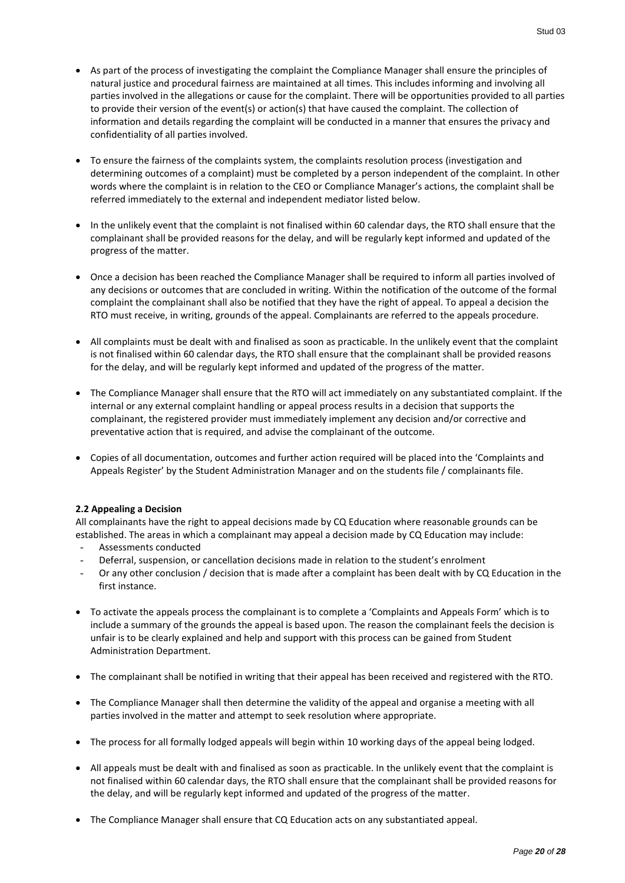- As part of the process of investigating the complaint the Compliance Manager shall ensure the principles of natural justice and procedural fairness are maintained at all times. This includes informing and involving all parties involved in the allegations or cause for the complaint. There will be opportunities provided to all parties to provide their version of the event(s) or action(s) that have caused the complaint. The collection of information and details regarding the complaint will be conducted in a manner that ensures the privacy and confidentiality of all parties involved.

- To ensure the fairness of the complaints system, the complaints resolution process (investigation and determining outcomes of a complaint) must be completed by a person independent of the complaint. In other words where the complaint is in relation to the CEO or Compliance Manager's actions, the complaint shall be referred immediately to the external and independent mediator listed below.

- In the unlikely event that the complaint is not finalised within 60 calendar days, the RTO shall ensure that the complainant shall be provided reasons for the delay, and will be regularly kept informed and updated of the progress of the matter.

- Once a decision has been reached the Compliance Manager shall be required to inform all parties involved of any decisions or outcomes that are concluded in writing. Within the notification of the outcome of the formal complaint the complainant shall also be notified that they have the right of appeal. To appeal a decision the RTO must receive, in writing, grounds of the appeal. Complainants are referred to the appeals procedure.

- All complaints must be dealt with and finalised as soon as practicable. In the unlikely event that the complaint is not finalised within 60 calendar days, the RTO shall ensure that the complainant shall be provided reasons for the delay, and will be regularly kept informed and updated of the progress of the matter.

- The Compliance Manager shall ensure that the RTO will act immediately on any substantiated complaint. If the internal or any external complaint handling or appeal process results in a decision that supports the complainant, the registered provider must immediately implement any decision and/or corrective and preventative action that is required, and advise the complainant of the outcome.

- Copies of all documentation, outcomes and further action required will be placed into the 'Complaints and Appeals Register' by the Student Administration Manager and on the students file / complainants file.

**2.2 Appealing a Decision**

All complainants have the right to appeal decisions made by CQ Education where reasonable grounds can be established. The areas in which a complainant may appeal a decision made by CQ Education may include:

- Assessments conducted
- Deferral, suspension, or cancellation decisions made in relation to the student's enrolment
- Or any other conclusion / decision that is made after a complaint has been dealt with by CQ Education in the first instance.

- To activate the appeals process the complainant is to complete a 'Complaints and Appeals Form' which is to include a summary of the grounds the appeal is based upon. The reason the complainant feels the decision is unfair is to be clearly explained and help and support with this process can be gained from Student Administration Department.

- The complainant shall be notified in writing that their appeal has been received and registered with the RTO.

- The Compliance Manager shall then determine the validity of the appeal and organise a meeting with all parties involved in the matter and attempt to seek resolution where appropriate.

- The process for all formally lodged appeals will begin within 10 working days of the appeal being lodged.

- All appeals must be dealt with and finalised as soon as practicable. In the unlikely event that the complaint is not finalised within 60 calendar days, the RTO shall ensure that the complainant shall be provided reasons for the delay, and will be regularly kept informed and updated of the progress of the matter.

- The Compliance Manager shall ensure that CQ Education acts on any substantiated appeal.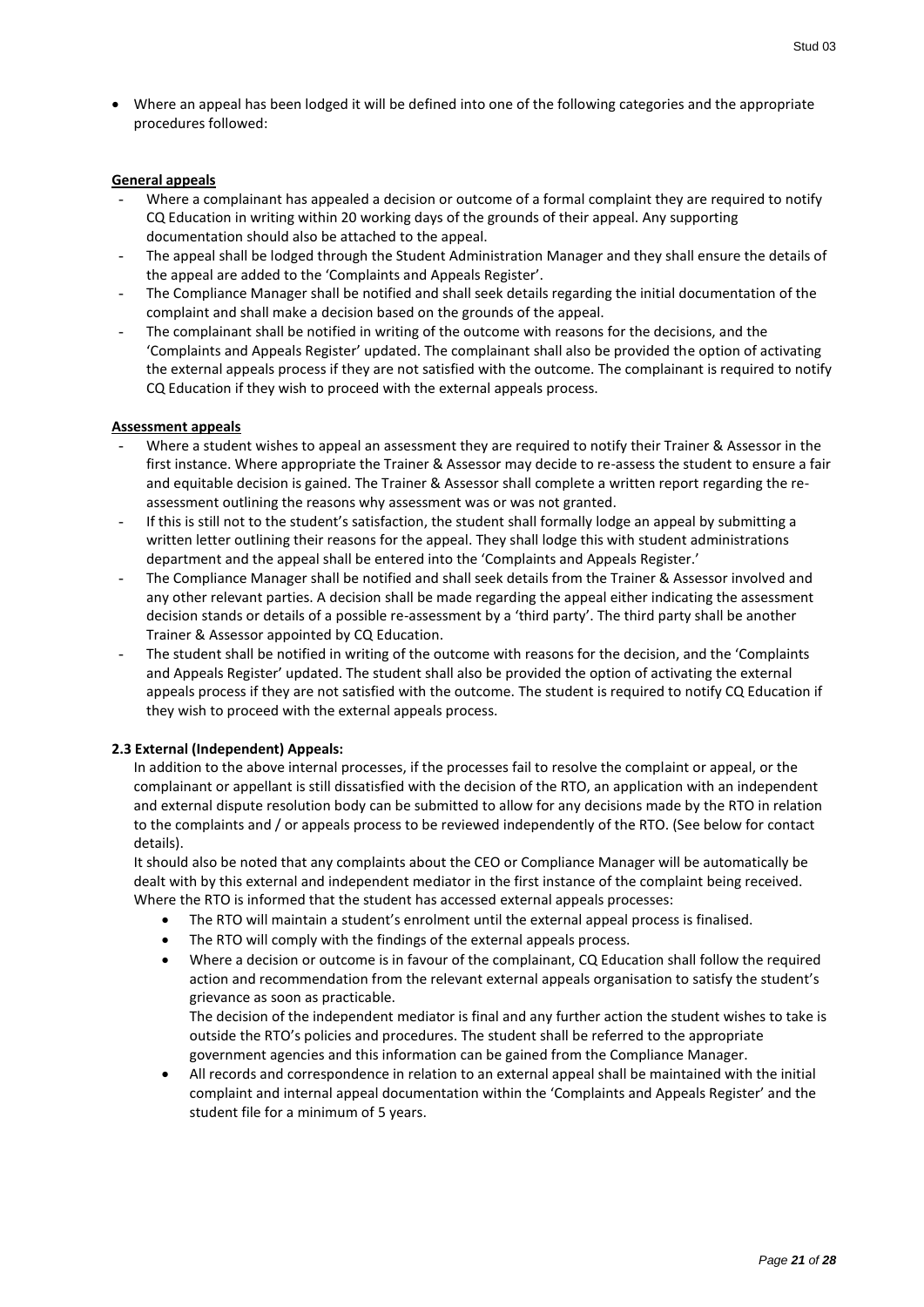- Where an appeal has been lodged it will be defined into one of the following categories and the appropriate procedures followed:

**General appeals**

- Where a complainant has appealed a decision or outcome of a formal complaint they are required to notify CQ Education in writing within 20 working days of the grounds of their appeal. Any supporting documentation should also be attached to the appeal.
- The appeal shall be lodged through the Student Administration Manager and they shall ensure the details of the appeal are added to the 'Complaints and Appeals Register'.
- The Compliance Manager shall be notified and shall seek details regarding the initial documentation of the complaint and shall make a decision based on the grounds of the appeal.
- The complainant shall be notified in writing of the outcome with reasons for the decisions, and the 'Complaints and Appeals Register' updated. The complainant shall also be provided the option of activating the external appeals process if they are not satisfied with the outcome. The complainant is required to notify CQ Education if they wish to proceed with the external appeals process.

**Assessment appeals**

- Where a student wishes to appeal an assessment they are required to notify their Trainer & Assessor in the first instance. Where appropriate the Trainer & Assessor may decide to re-assess the student to ensure a fair and equitable decision is gained. The Trainer & Assessor shall complete a written report regarding the re-assessment outlining the reasons why assessment was or was not granted.
- If this is still not to the student's satisfaction, the student shall formally lodge an appeal by submitting a written letter outlining their reasons for the appeal. They shall lodge this with student administrations department and the appeal shall be entered into the 'Complaints and Appeals Register.'
- The Compliance Manager shall be notified and shall seek details from the Trainer & Assessor involved and any other relevant parties. A decision shall be made regarding the appeal either indicating the assessment decision stands or details of a possible re-assessment by a 'third party'. The third party shall be another Trainer & Assessor appointed by CQ Education.
- The student shall be notified in writing of the outcome with reasons for the decision, and the 'Complaints and Appeals Register' updated. The student shall also be provided the option of activating the external appeals process if they are not satisfied with the outcome. The student is required to notify CQ Education if they wish to proceed with the external appeals process.

**2.3 External (Independent) Appeals:**

In addition to the above internal processes, if the processes fail to resolve the complaint or appeal, or the complainant or appellant is still dissatisfied with the decision of the RTO, an application with an independent and external dispute resolution body can be submitted to allow for any decisions made by the RTO in relation to the complaints and / or appeals process to be reviewed independently of the RTO. (See below for contact details).

It should also be noted that any complaints about the CEO or Compliance Manager will be automatically be dealt with by this external and independent mediator in the first instance of the complaint being received. Where the RTO is informed that the student has accessed external appeals processes:

- The RTO will maintain a student's enrolment until the external appeal process is finalised.
- The RTO will comply with the findings of the external appeals process.
- Where a decision or outcome is in favour of the complainant, CQ Education shall follow the required action and recommendation from the relevant external appeals organisation to satisfy the student's grievance as soon as practicable.

  The decision of the independent mediator is final and any further action the student wishes to take is outside the RTO's policies and procedures. The student shall be referred to the appropriate government agencies and this information can be gained from the Compliance Manager.
- All records and correspondence in relation to an external appeal shall be maintained with the initial complaint and internal appeal documentation within the 'Complaints and Appeals Register' and the student file for a minimum of 5 years.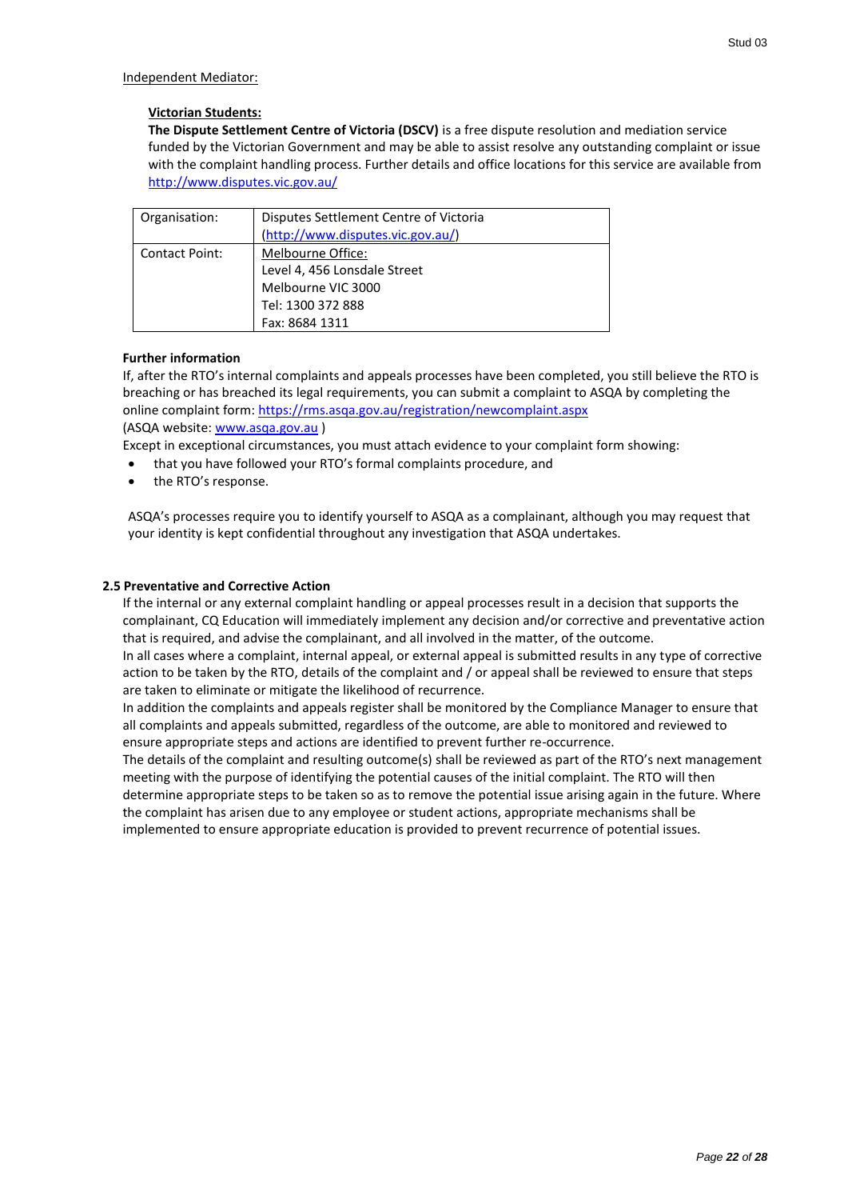Independent Mediator:

**Victorian Students:**

**The Dispute Settlement Centre of Victoria (DSCV)** is a free dispute resolution and mediation service funded by the Victorian Government and may be able to assist resolve any outstanding complaint or issue with the complaint handling process. Further details and office locations for this service are available from http://www.disputes.vic.gov.au/

| Organisation: | Disputes Settlement Centre of Victoria (http://www.disputes.vic.gov.au/) |
|---|---|
| Contact Point: | Melbourne Office:<br>Level 4, 456 Lonsdale Street<br>Melbourne VIC 3000<br>Tel: 1300 372 888<br>Fax: 8684 1311 |

**Further information**

If, after the RTO's internal complaints and appeals processes have been completed, you still believe the RTO is breaching or has breached its legal requirements, you can submit a complaint to ASQA by completing the online complaint form: https://rms.asqa.gov.au/registration/newcomplaint.aspx
(ASQA website: www.asqa.gov.au )

Except in exceptional circumstances, you must attach evidence to your complaint form showing:

- that you have followed your RTO's formal complaints procedure, and
- the RTO's response.

ASQA's processes require you to identify yourself to ASQA as a complainant, although you may request that your identity is kept confidential throughout any investigation that ASQA undertakes.

### 2.5 Preventative and Corrective Action

If the internal or any external complaint handling or appeal processes result in a decision that supports the complainant, CQ Education will immediately implement any decision and/or corrective and preventative action that is required, and advise the complainant, and all involved in the matter, of the outcome.

In all cases where a complaint, internal appeal, or external appeal is submitted results in any type of corrective action to be taken by the RTO, details of the complaint and / or appeal shall be reviewed to ensure that steps are taken to eliminate or mitigate the likelihood of recurrence.

In addition the complaints and appeals register shall be monitored by the Compliance Manager to ensure that all complaints and appeals submitted, regardless of the outcome, are able to monitored and reviewed to ensure appropriate steps and actions are identified to prevent further re-occurrence.

The details of the complaint and resulting outcome(s) shall be reviewed as part of the RTO's next management meeting with the purpose of identifying the potential causes of the initial complaint. The RTO will then determine appropriate steps to be taken so as to remove the potential issue arising again in the future. Where the complaint has arisen due to any employee or student actions, appropriate mechanisms shall be implemented to ensure appropriate education is provided to prevent recurrence of potential issues.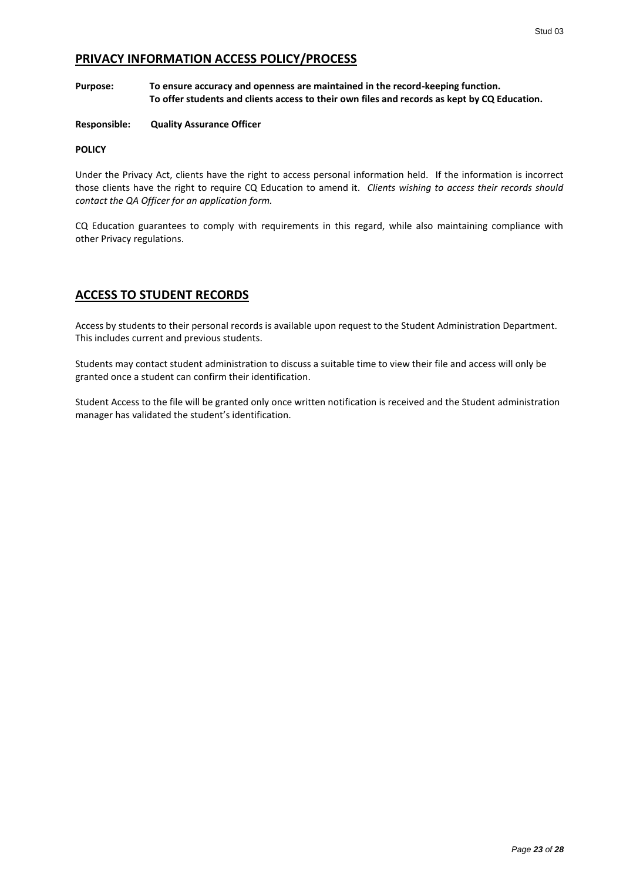## PRIVACY INFORMATION ACCESS POLICY/PROCESS

**Purpose:** **To ensure accuracy and openness are maintained in the record-keeping function. To offer students and clients access to their own files and records as kept by CQ Education.**

**Responsible:** **Quality Assurance Officer**

**POLICY**

Under the Privacy Act, clients have the right to access personal information held. If the information is incorrect those clients have the right to require CQ Education to amend it. *Clients wishing to access their records should contact the QA Officer for an application form.*

CQ Education guarantees to comply with requirements in this regard, while also maintaining compliance with other Privacy regulations.

## ACCESS TO STUDENT RECORDS

Access by students to their personal records is available upon request to the Student Administration Department. This includes current and previous students.

Students may contact student administration to discuss a suitable time to view their file and access will only be granted once a student can confirm their identification.

Student Access to the file will be granted only once written notification is received and the Student administration manager has validated the student's identification.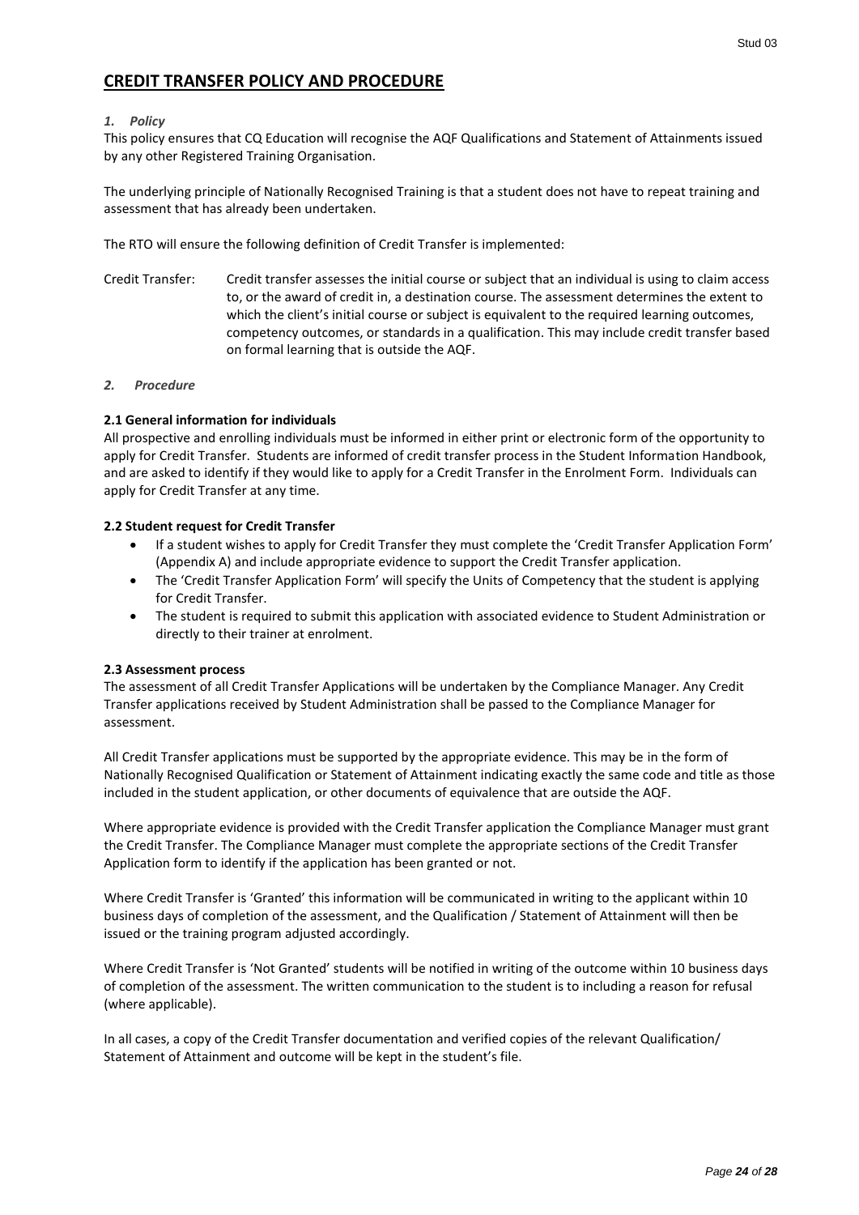# CREDIT TRANSFER POLICY AND PROCEDURE

### *1. Policy*

This policy ensures that CQ Education will recognise the AQF Qualifications and Statement of Attainments issued by any other Registered Training Organisation.

The underlying principle of Nationally Recognised Training is that a student does not have to repeat training and assessment that has already been undertaken.

The RTO will ensure the following definition of Credit Transfer is implemented:

Credit Transfer: Credit transfer assesses the initial course or subject that an individual is using to claim access to, or the award of credit in, a destination course. The assessment determines the extent to which the client's initial course or subject is equivalent to the required learning outcomes, competency outcomes, or standards in a qualification. This may include credit transfer based on formal learning that is outside the AQF.

### *2. Procedure*

**2.1 General information for individuals**

All prospective and enrolling individuals must be informed in either print or electronic form of the opportunity to apply for Credit Transfer. Students are informed of credit transfer process in the Student Information Handbook, and are asked to identify if they would like to apply for a Credit Transfer in the Enrolment Form. Individuals can apply for Credit Transfer at any time.

**2.2 Student request for Credit Transfer**

- If a student wishes to apply for Credit Transfer they must complete the 'Credit Transfer Application Form' (Appendix A) and include appropriate evidence to support the Credit Transfer application.
- The 'Credit Transfer Application Form' will specify the Units of Competency that the student is applying for Credit Transfer.
- The student is required to submit this application with associated evidence to Student Administration or directly to their trainer at enrolment.

**2.3 Assessment process**

The assessment of all Credit Transfer Applications will be undertaken by the Compliance Manager. Any Credit Transfer applications received by Student Administration shall be passed to the Compliance Manager for assessment.

All Credit Transfer applications must be supported by the appropriate evidence. This may be in the form of Nationally Recognised Qualification or Statement of Attainment indicating exactly the same code and title as those included in the student application, or other documents of equivalence that are outside the AQF.

Where appropriate evidence is provided with the Credit Transfer application the Compliance Manager must grant the Credit Transfer. The Compliance Manager must complete the appropriate sections of the Credit Transfer Application form to identify if the application has been granted or not.

Where Credit Transfer is 'Granted' this information will be communicated in writing to the applicant within 10 business days of completion of the assessment, and the Qualification / Statement of Attainment will then be issued or the training program adjusted accordingly.

Where Credit Transfer is 'Not Granted' students will be notified in writing of the outcome within 10 business days of completion of the assessment. The written communication to the student is to including a reason for refusal (where applicable).

In all cases, a copy of the Credit Transfer documentation and verified copies of the relevant Qualification/ Statement of Attainment and outcome will be kept in the student's file.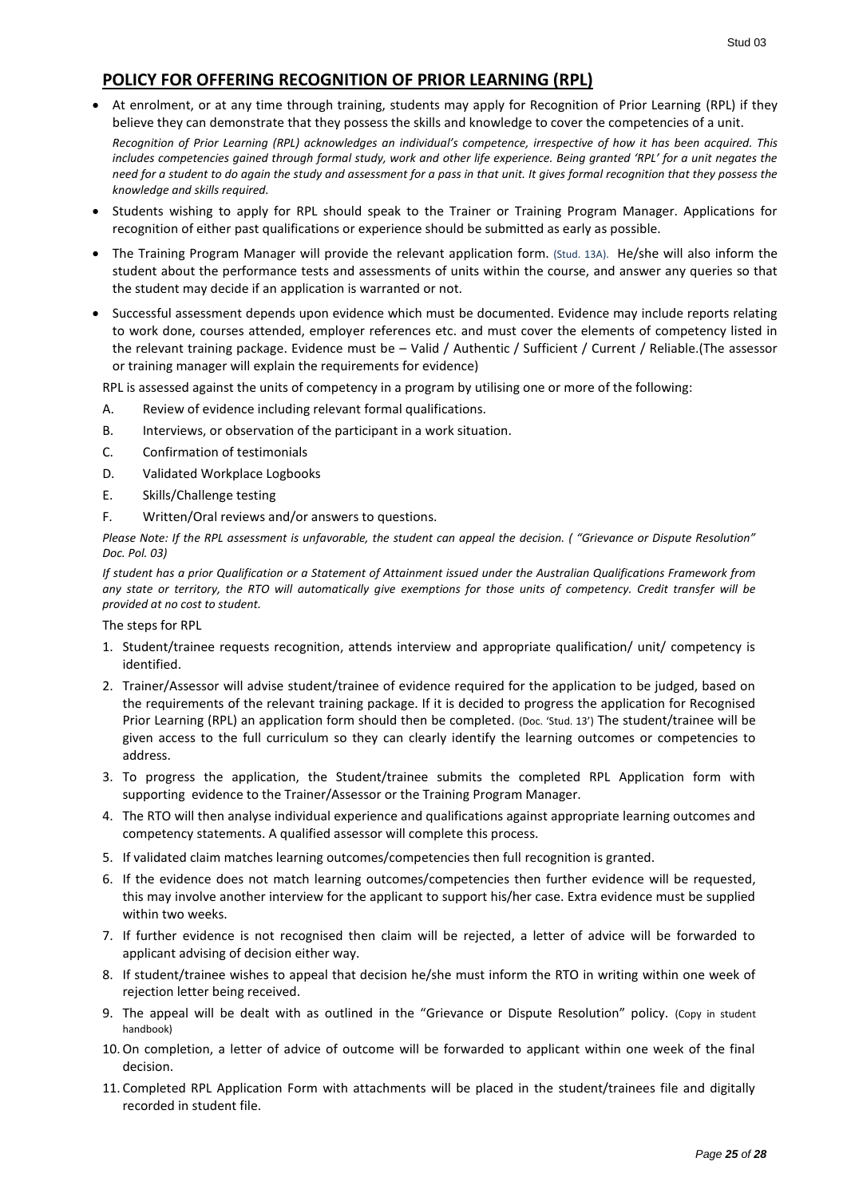## POLICY FOR OFFERING RECOGNITION OF PRIOR LEARNING (RPL)

- At enrolment, or at any time through training, students may apply for Recognition of Prior Learning (RPL) if they believe they can demonstrate that they possess the skills and knowledge to cover the competencies of a unit.

  *Recognition of Prior Learning (RPL) acknowledges an individual's competence, irrespective of how it has been acquired. This includes competencies gained through formal study, work and other life experience. Being granted 'RPL' for a unit negates the need for a student to do again the study and assessment for a pass in that unit. It gives formal recognition that they possess the knowledge and skills required.*

- Students wishing to apply for RPL should speak to the Trainer or Training Program Manager. Applications for recognition of either past qualifications or experience should be submitted as early as possible.
- The Training Program Manager will provide the relevant application form. (Stud. 13A). He/she will also inform the student about the performance tests and assessments of units within the course, and answer any queries so that the student may decide if an application is warranted or not.
- Successful assessment depends upon evidence which must be documented. Evidence may include reports relating to work done, courses attended, employer references etc. and must cover the elements of competency listed in the relevant training package. Evidence must be – Valid / Authentic / Sufficient / Current / Reliable.(The assessor or training manager will explain the requirements for evidence)

RPL is assessed against the units of competency in a program by utilising one or more of the following:

A. Review of evidence including relevant formal qualifications.

B. Interviews, or observation of the participant in a work situation.

C. Confirmation of testimonials

D. Validated Workplace Logbooks

E. Skills/Challenge testing

F. Written/Oral reviews and/or answers to questions.

*Please Note: If the RPL assessment is unfavorable, the student can appeal the decision. ( "Grievance or Dispute Resolution" Doc. Pol. 03)*

*If student has a prior Qualification or a Statement of Attainment issued under the Australian Qualifications Framework from any state or territory, the RTO will automatically give exemptions for those units of competency. Credit transfer will be provided at no cost to student.*

The steps for RPL

1. Student/trainee requests recognition, attends interview and appropriate qualification/ unit/ competency is identified.
2. Trainer/Assessor will advise student/trainee of evidence required for the application to be judged, based on the requirements of the relevant training package. If it is decided to progress the application for Recognised Prior Learning (RPL) an application form should then be completed. (Doc. 'Stud. 13') The student/trainee will be given access to the full curriculum so they can clearly identify the learning outcomes or competencies to address.
3. To progress the application, the Student/trainee submits the completed RPL Application form with supporting evidence to the Trainer/Assessor or the Training Program Manager.
4. The RTO will then analyse individual experience and qualifications against appropriate learning outcomes and competency statements. A qualified assessor will complete this process.
5. If validated claim matches learning outcomes/competencies then full recognition is granted.
6. If the evidence does not match learning outcomes/competencies then further evidence will be requested, this may involve another interview for the applicant to support his/her case. Extra evidence must be supplied within two weeks.
7. If further evidence is not recognised then claim will be rejected, a letter of advice will be forwarded to applicant advising of decision either way.
8. If student/trainee wishes to appeal that decision he/she must inform the RTO in writing within one week of rejection letter being received.
9. The appeal will be dealt with as outlined in the "Grievance or Dispute Resolution" policy. (Copy in student handbook)
10. On completion, a letter of advice of outcome will be forwarded to applicant within one week of the final decision.
11. Completed RPL Application Form with attachments will be placed in the student/trainees file and digitally recorded in student file.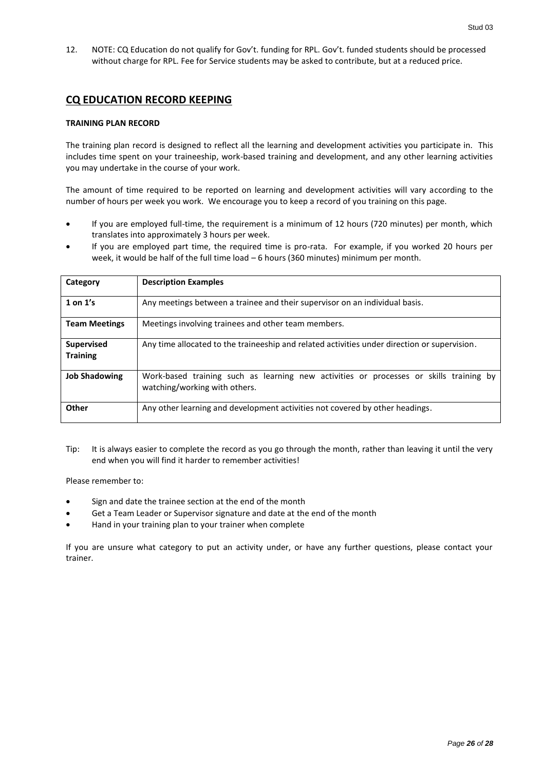12. NOTE: CQ Education do not qualify for Gov't. funding for RPL. Gov't. funded students should be processed without charge for RPL. Fee for Service students may be asked to contribute, but at a reduced price.

## CQ EDUCATION RECORD KEEPING

### TRAINING PLAN RECORD

The training plan record is designed to reflect all the learning and development activities you participate in. This includes time spent on your traineeship, work-based training and development, and any other learning activities you may undertake in the course of your work.

The amount of time required to be reported on learning and development activities will vary according to the number of hours per week you work. We encourage you to keep a record of you training on this page.

- If you are employed full-time, the requirement is a minimum of 12 hours (720 minutes) per month, which translates into approximately 3 hours per week.
- If you are employed part time, the required time is pro-rata. For example, if you worked 20 hours per week, it would be half of the full time load – 6 hours (360 minutes) minimum per month.

| Category | Description Examples |
|---|---|
| **1 on 1's** | Any meetings between a trainee and their supervisor on an individual basis. |
| **Team Meetings** | Meetings involving trainees and other team members. |
| **Supervised Training** | Any time allocated to the traineeship and related activities under direction or supervision. |
| **Job Shadowing** | Work-based training such as learning new activities or processes or skills training by watching/working with others. |
| **Other** | Any other learning and development activities not covered by other headings. |

Tip: It is always easier to complete the record as you go through the month, rather than leaving it until the very end when you will find it harder to remember activities!

Please remember to:

- Sign and date the trainee section at the end of the month
- Get a Team Leader or Supervisor signature and date at the end of the month
- Hand in your training plan to your trainer when complete

If you are unsure what category to put an activity under, or have any further questions, please contact your trainer.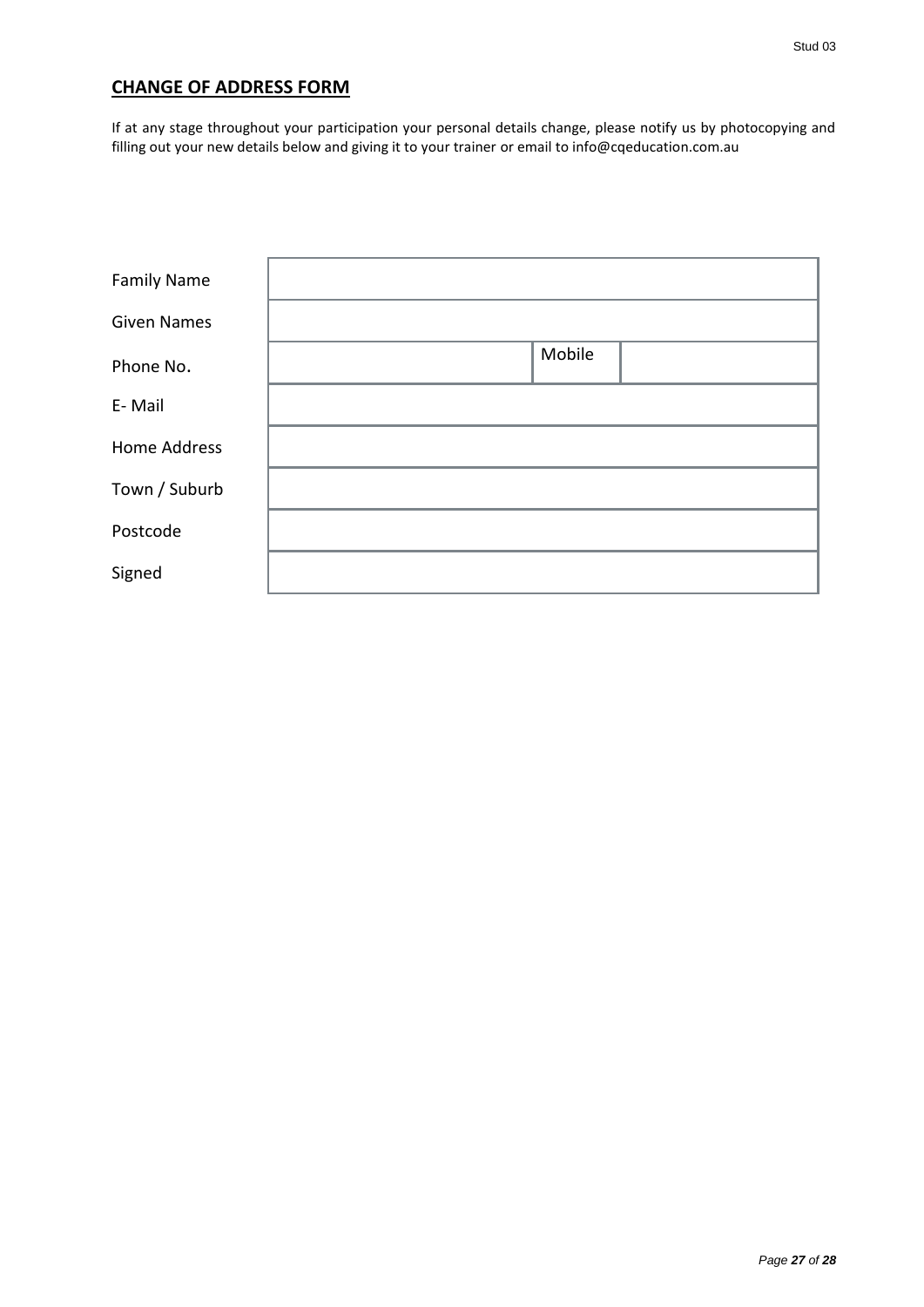## CHANGE OF ADDRESS FORM

If at any stage throughout your participation your personal details change, please notify us by photocopying and filling out your new details below and giving it to your trainer or email to info@cqeducation.com.au

| Family Name | | | |
|---|---|---|---|
| Given Names | | | |
| Phone No. | | Mobile | |
| E- Mail | | | |
| Home Address | | | |
| Town / Suburb | | | |
| Postcode | | | |
| Signed | | | |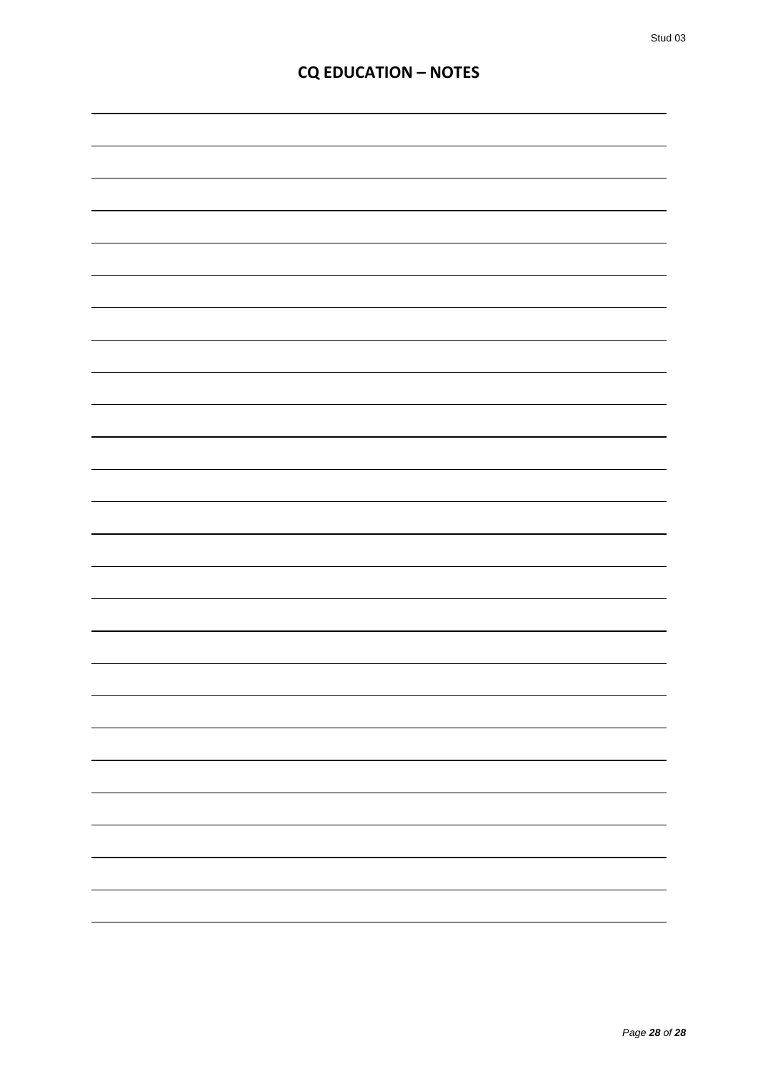# CQ EDUCATION – NOTES